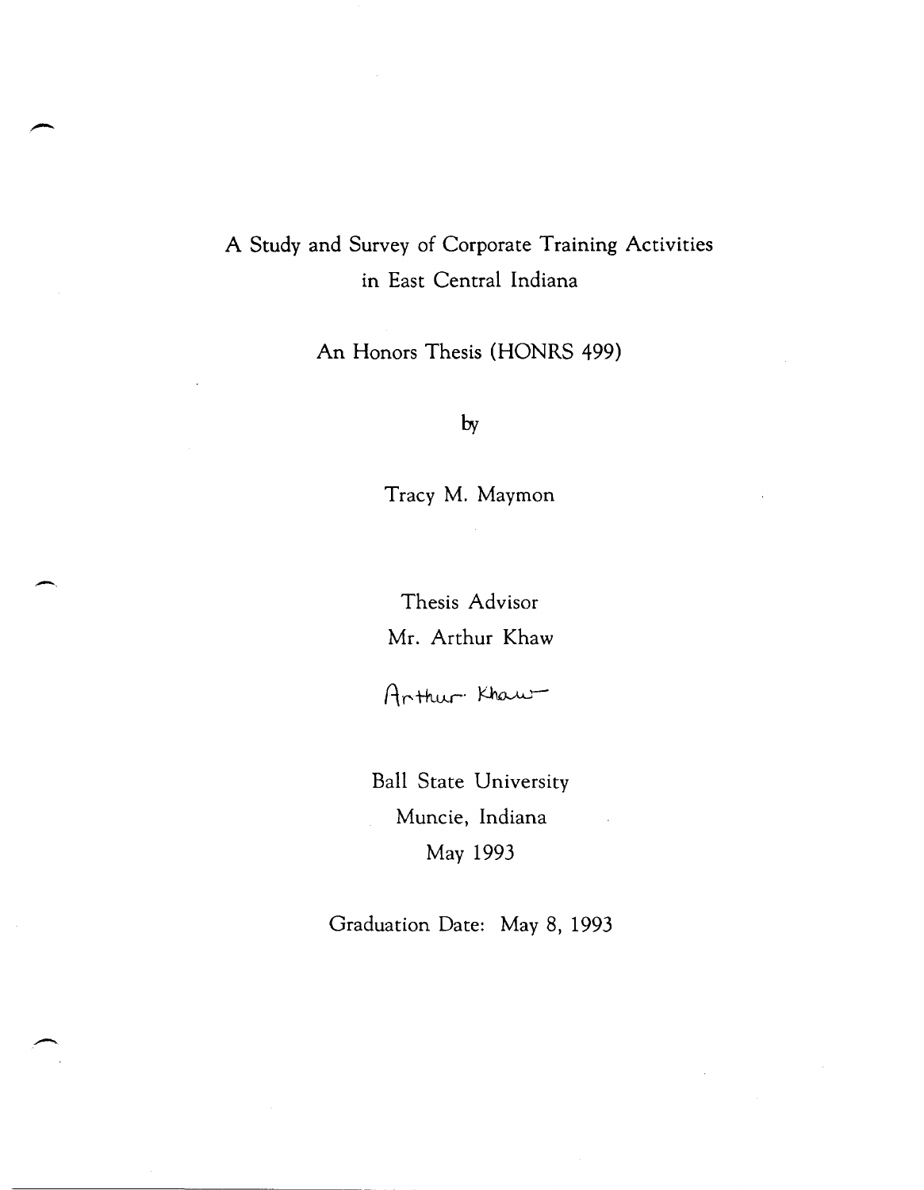# A Study and Survey of Corporate Training Activities in East Central Indiana

An Honors Thesis (HONRS 499)

by

Tracy M. Maymon

Thesis Advisor

Mr. Arthur Khaw

Arthur Khaw

Ball State University

Muncie, Indiana

May 1993

Graduation Date: May 8, 1993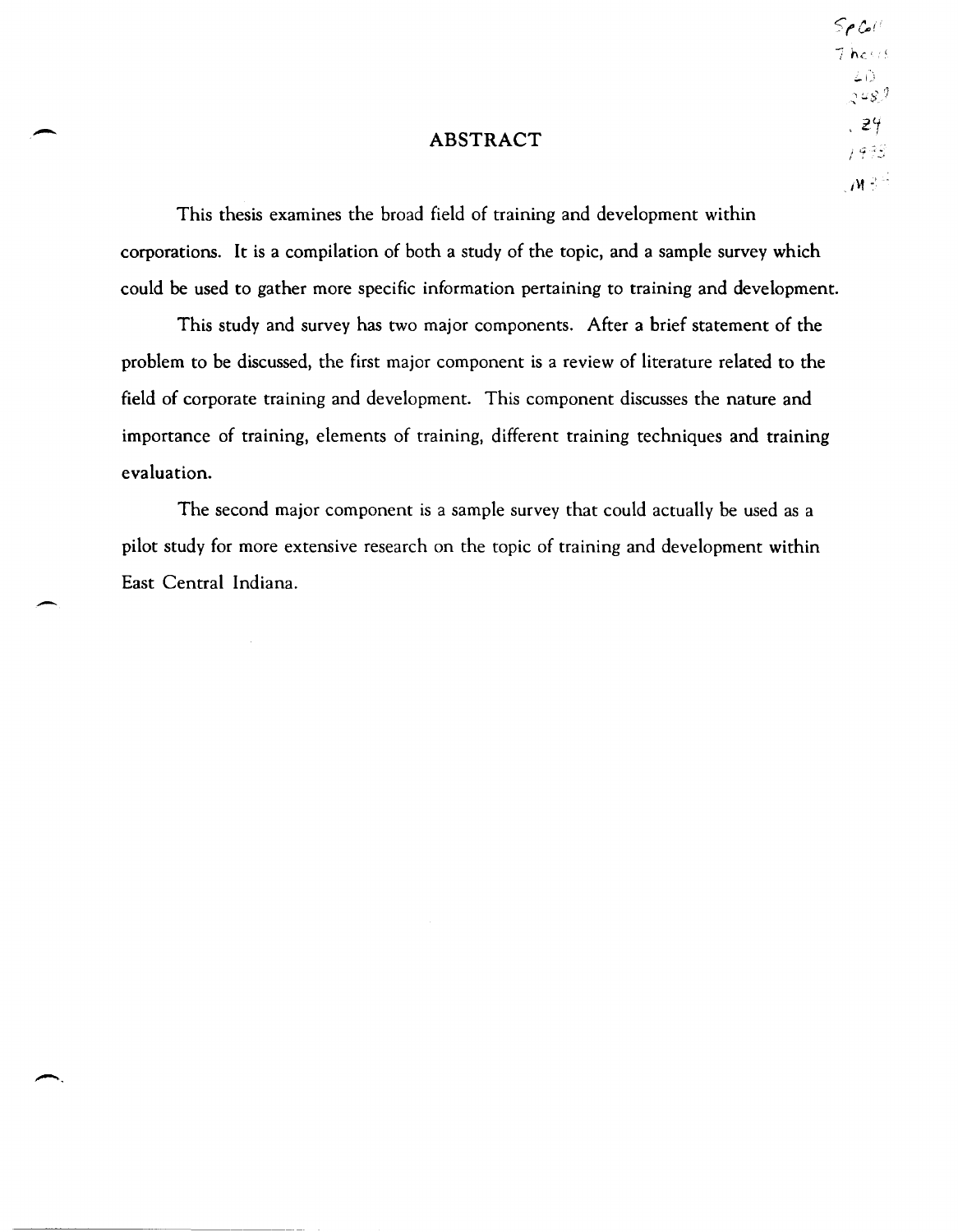# ABSTRACT

This thesis examines the broad field of training and development within corporations. It is a compilation of both a study of the topic, and a sample survey which could be used to gather more specific information pertaining to training and development.

This study and survey has two major components. After a brief statement of the problem to be discussed, the first major component is a review of literature related to the field of corporate training and development. This component discusses the nature and importance of training, elements of training, different training techniques and training evaluation.

The second major component is a sample survey that could actually be used as a pilot study for more extensive research on the topic of training and development within East Central Indiana.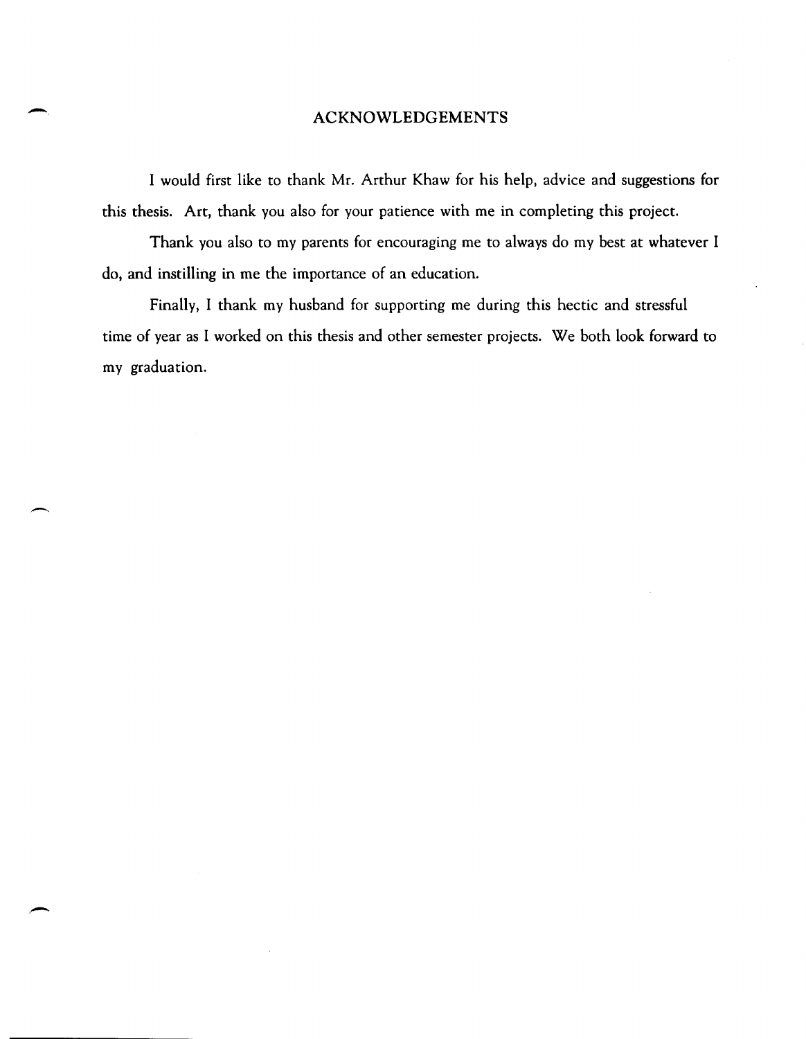# ACKNOWLEDGEMENTS

I would first like to thank Mr. Arthur Khaw for his help, advice and suggestions for this thesis. Art, thank you also for your patience with me in completing this project.

Thank you also to my parents for encouraging me to always do my best at whatever I do, and instilling in me the importance of an education.

Finally, I thank my husband for supporting me during this hectic and stressful time of year as I worked on this thesis and other semester projects. We both look forward to my graduation.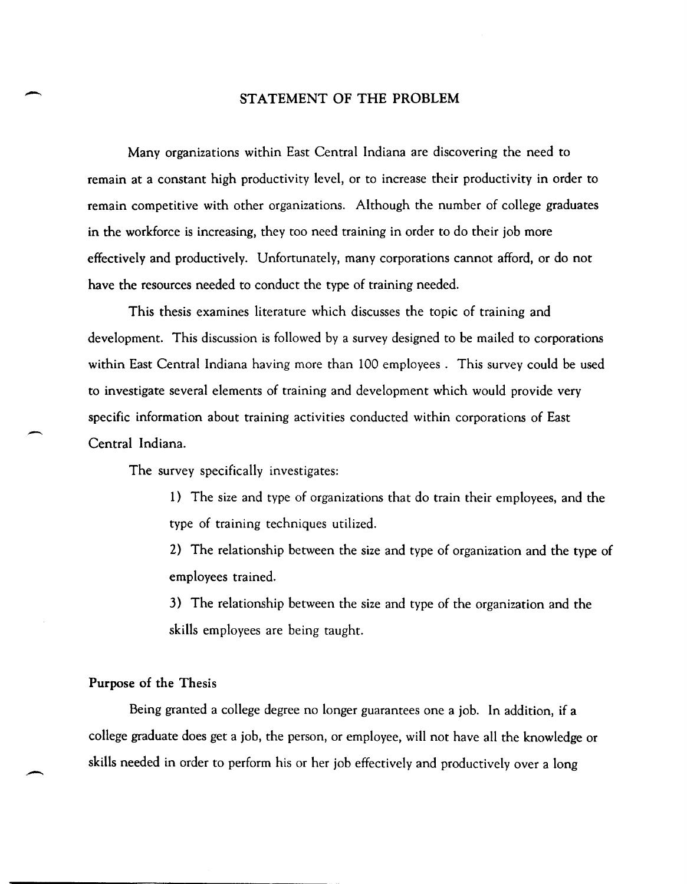# STATEMENT OF THE PROBLEM

Many organizations within East Central Indiana are discovering the need to remain at a constant high productivity level, or to increase their productivity in order to remain competitive with other organizations. Although the number of college graduates in the workforce is increasing, they too need training in order to do their job more effectively and productively. Unfortunately, many corporations cannot afford, or do not have the resources needed to conduct the type of training needed.

This thesis examines literature which discusses the topic of training and development. This discussion is followed by a survey designed to be mailed to corporations within East Central Indiana having more than 100 employees . This survey could be used to investigate several elements of training and development which would provide very specific information about training activities conducted within corporations of East Central Indiana.

The survey specifically investigates:

1) The size and type of organizations that do train their employees, and the type of training techniques utilized.

2) The relationship between the size and type of organization and the type of employees trained.

3) The relationship between the size and type of the organization and the skills employees are being taught.

## Purpose of the Thesis

Being granted a college degree no longer guarantees one a job. In addition, if a college graduate does get a job, the person, or employee, will not have all the knowledge or skills needed in order to perform his or her job effectively and productively over a long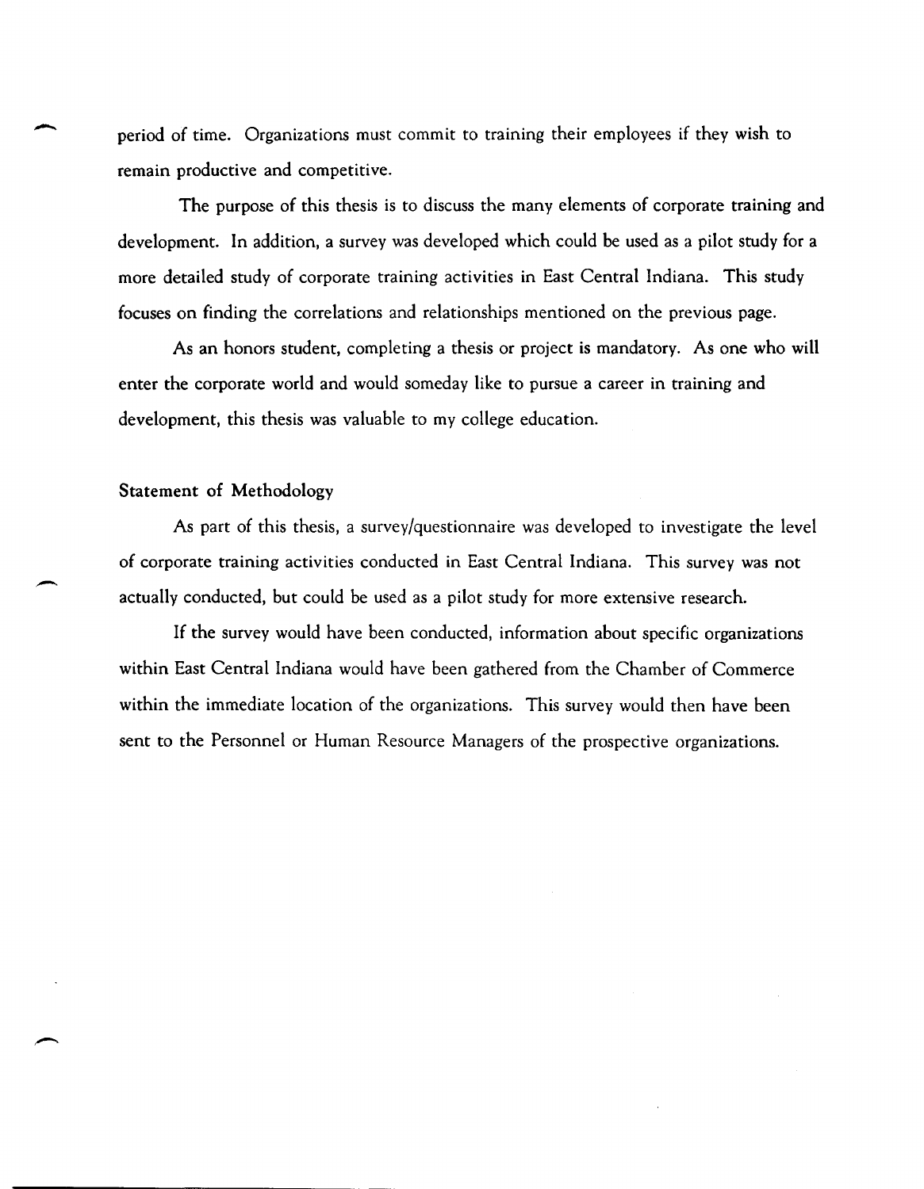period of time. Organizations must commit to training their employees if they wish to remain productive and competitive.

The purpose of this thesis is to discuss the many elements of corporate training and development. In addition, a survey was developed which could be used as a pilot study for a more detailed study of corporate training activities in East Central Indiana. This study focuses on finding the correlations and relationships mentioned on the previous page.

As an honors student, completing a thesis or project is mandatory. As one who will enter the corporate world and would someday like to pursue a career in training and development, this thesis was valuable to my college education.

## Statement of Methodology

As part of this thesis, a survey/questionnaire was developed to investigate the level of corporate training activities conducted in East Central Indiana. This survey was not actually conducted, but could be used as a pilot study for more extensive research.

If the survey would have been conducted, information about specific organizations within East Central Indiana would have been gathered from the Chamber of Commerce within the immediate location of the organizations. This survey would then have been sent to the Personnel or Human Resource Managers of the prospective organizations.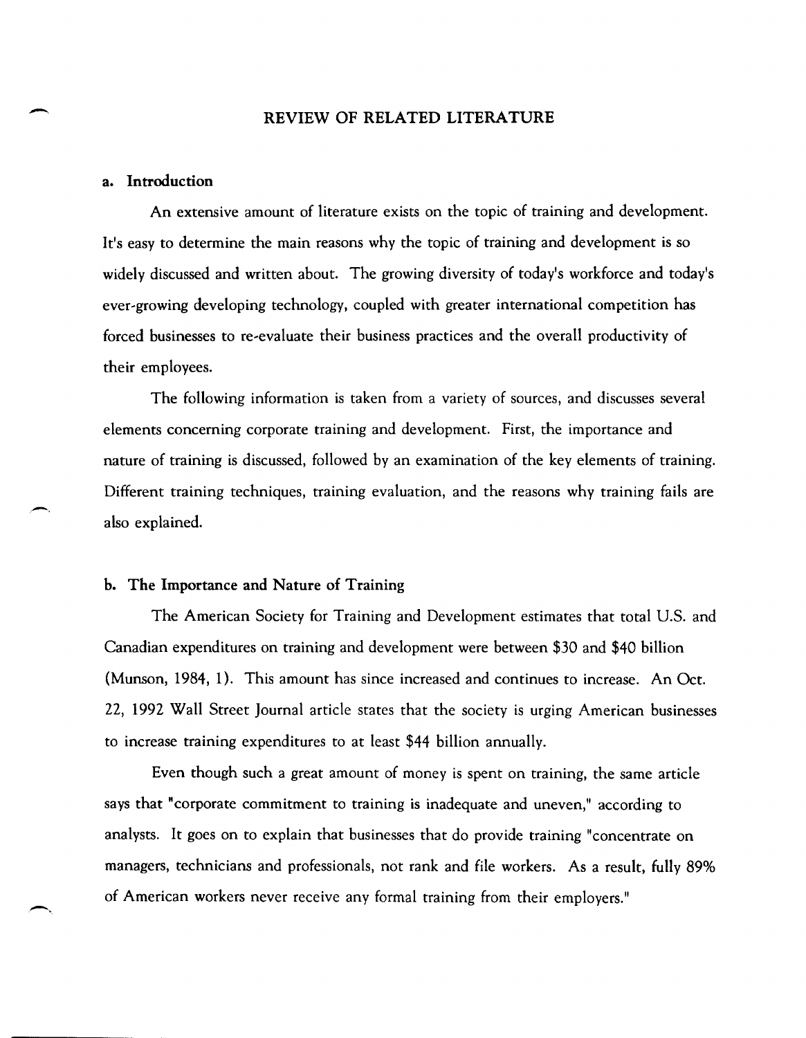## REVIEW OF RELATED LITERATURE

### a. Introduction

An extensive amount of literature exists on the topic of training and development. It's easy to determine the main reasons why the topic of training and development is so widely discussed and written about. The growing diversity of today's workforce and today's ever-growing developing technology, coupled with greater international competition has forced businesses to re-evaluate their business practices and the overall productivity of their employees.

The following information is taken from a variety of sources, and discusses several elements concerning corporate training and development. First, the importance and nature of training is discussed, followed by an examination of the key elements of training. Different training techniques, training evaluation, and the reasons why training fails are also explained.

### b. The Importance and Nature of Training

The American Society for Training and Development estimates that total U.S. and Canadian expenditures on training and development were between $30 and $40 billion (Munson, 1984, 1). This amount has since increased and continues to increase. An Oct. 22, 1992 Wall Street Journal article states that the society is urging American businesses to increase training expenditures to at least $44 billion annually.

Even though such a great amount of money is spent on training, the same article says that "corporate commitment to training is inadequate and uneven," according to analysts. It goes on to explain that businesses that do provide training "concentrate on managers, technicians and professionals, not rank and file workers. As a result, fully 89% of American workers never receive any formal training from their employers."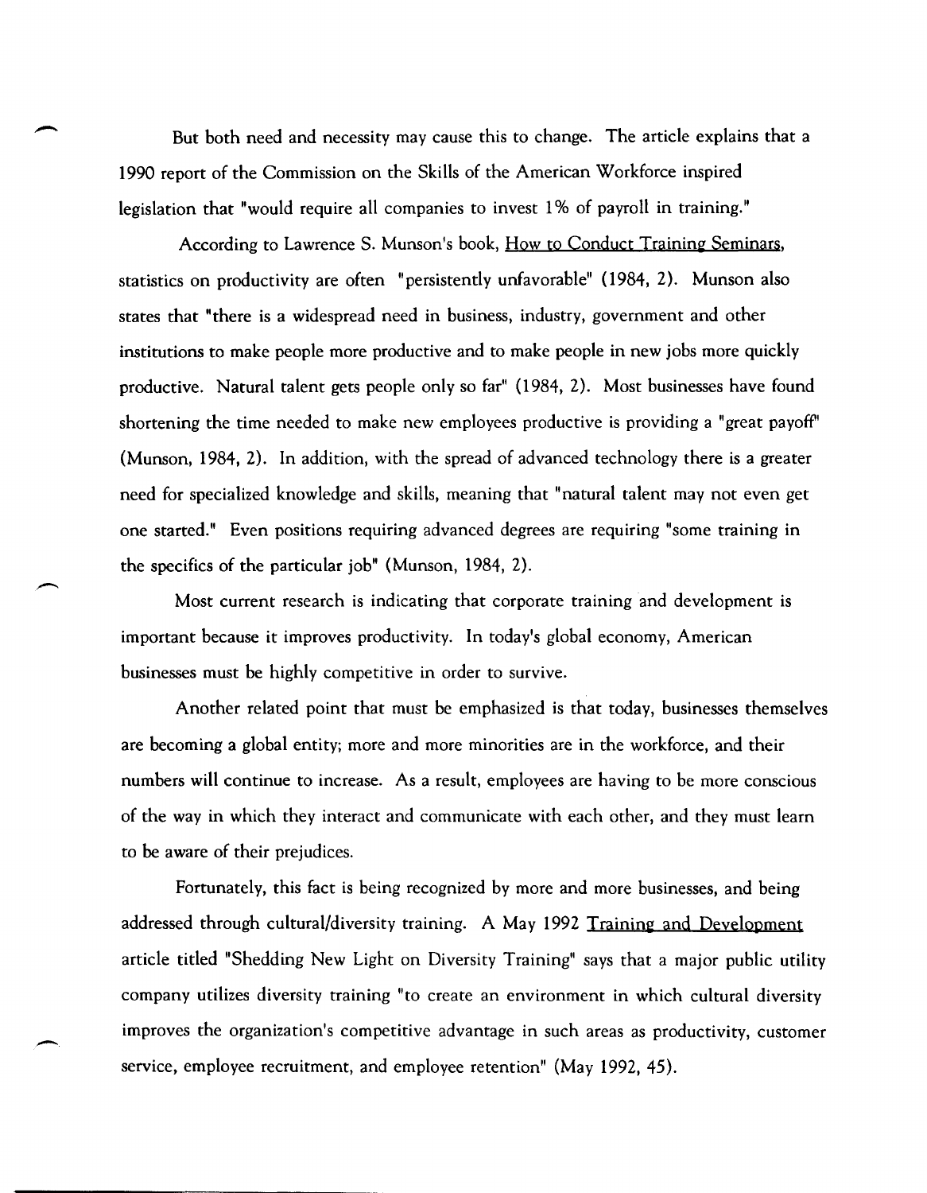But both need and necessity may cause this to change. The article explains that a 1990 report of the Commission on the Skills of the American Workforce inspired legislation that "would require all companies to invest 1% of payroll in training."

According to Lawrence S. Munson's book, How to Conduct Training Seminars, statistics on productivity are often "persistently unfavorable" (1984, 2). Munson also states that "there is a widespread need in business, industry, government and other institutions to make people more productive and to make people in new jobs more quickly productive. Natural talent gets people only so far" (1984, 2). Most businesses have found shortening the time needed to make new employees productive is providing a "great payoff" (Munson, 1984, 2). In addition, with the spread of advanced technology there is a greater need for specialized knowledge and skills, meaning that "natural talent may not even get one started." Even positions requiring advanced degrees are requiring "some training in the specifics of the particular job" (Munson, 1984, 2).

Most current research is indicating that corporate training and development is important because it improves productivity. In today's global economy, American businesses must be highly competitive in order to survive.

Another related point that must be emphasized is that today, businesses themselves are becoming a global entity; more and more minorities are in the workforce, and their numbers will continue to increase. As a result, employees are having to be more conscious of the way in which they interact and communicate with each other, and they must learn to be aware of their prejudices.

Fortunately, this fact is being recognized by more and more businesses, and being addressed through cultural/diversity training. A May 1992 Training and Development article titled "Shedding New Light on Diversity Training" says that a major public utility company utilizes diversity training "to create an environment in which cultural diversity improves the organization's competitive advantage in such areas as productivity, customer service, employee recruitment, and employee retention" (May 1992, 45).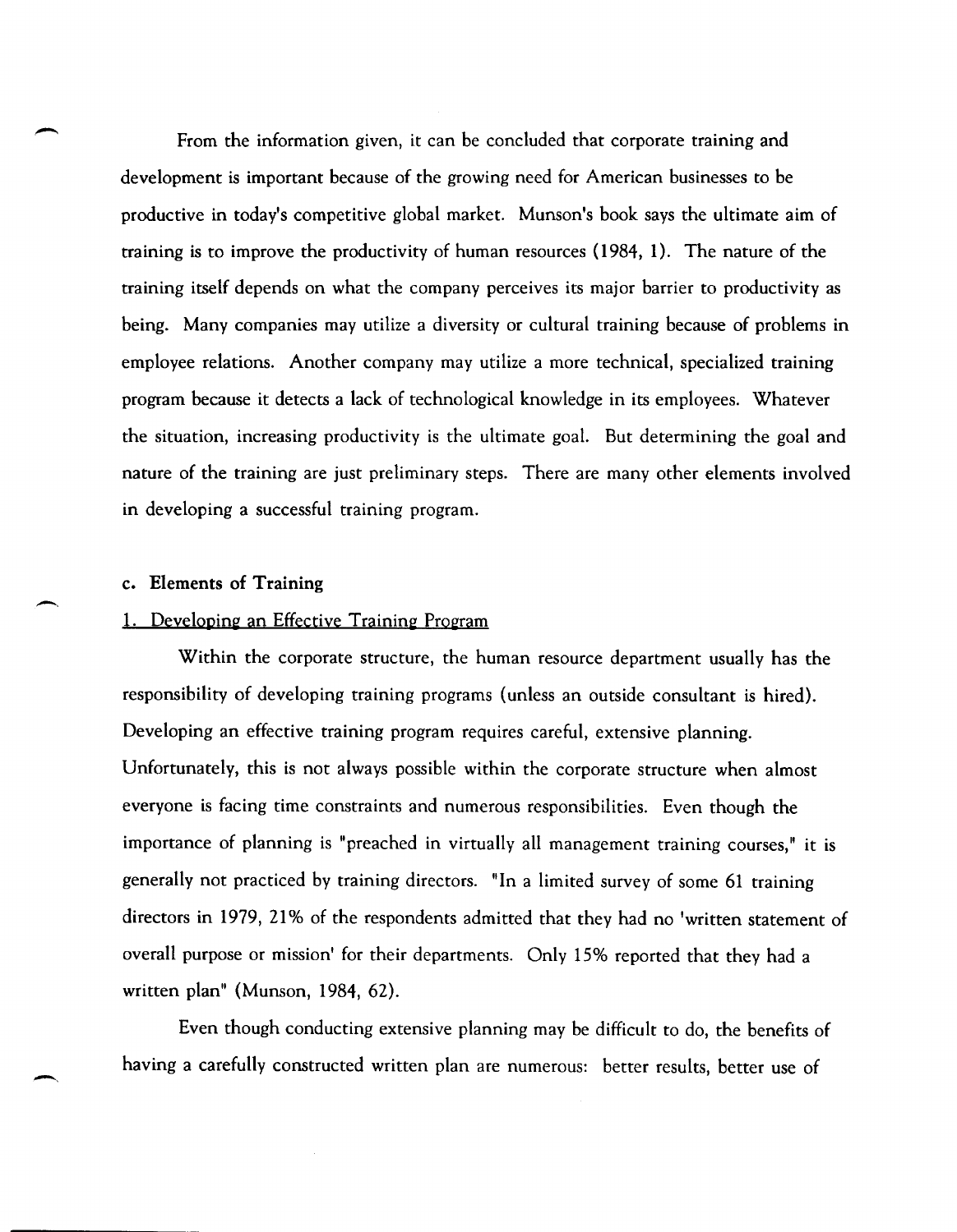From the information given, it can be concluded that corporate training and development is important because of the growing need for American businesses to be productive in today's competitive global market. Munson's book says the ultimate aim of training is to improve the productivity of human resources (1984, 1). The nature of the training itself depends on what the company perceives its major barrier to productivity as being. Many companies may utilize a diversity or cultural training because of problems in employee relations. Another company may utilize a more technical, specialized training program because it detects a lack of technological knowledge in its employees. Whatever the situation, increasing productivity is the ultimate goal. But determining the goal and nature of the training are just preliminary steps. There are many other elements involved in developing a successful training program.

### c. Elements of Training

#### 1. Developing an Effective Training Program

Within the corporate structure, the human resource department usually has the responsibility of developing training programs (unless an outside consultant is hired). Developing an effective training program requires careful, extensive planning. Unfortunately, this is not always possible within the corporate structure when almost everyone is facing time constraints and numerous responsibilities. Even though the importance of planning is "preached in virtually all management training courses," it is generally not practiced by training directors. "In a limited survey of some 61 training directors in 1979, 21% of the respondents admitted that they had no 'written statement of overall purpose or mission' for their departments. Only 15% reported that they had a written plan" (Munson, 1984, 62).

Even though conducting extensive planning may be difficult to do, the benefits of having a carefully constructed written plan are numerous: better results, better use of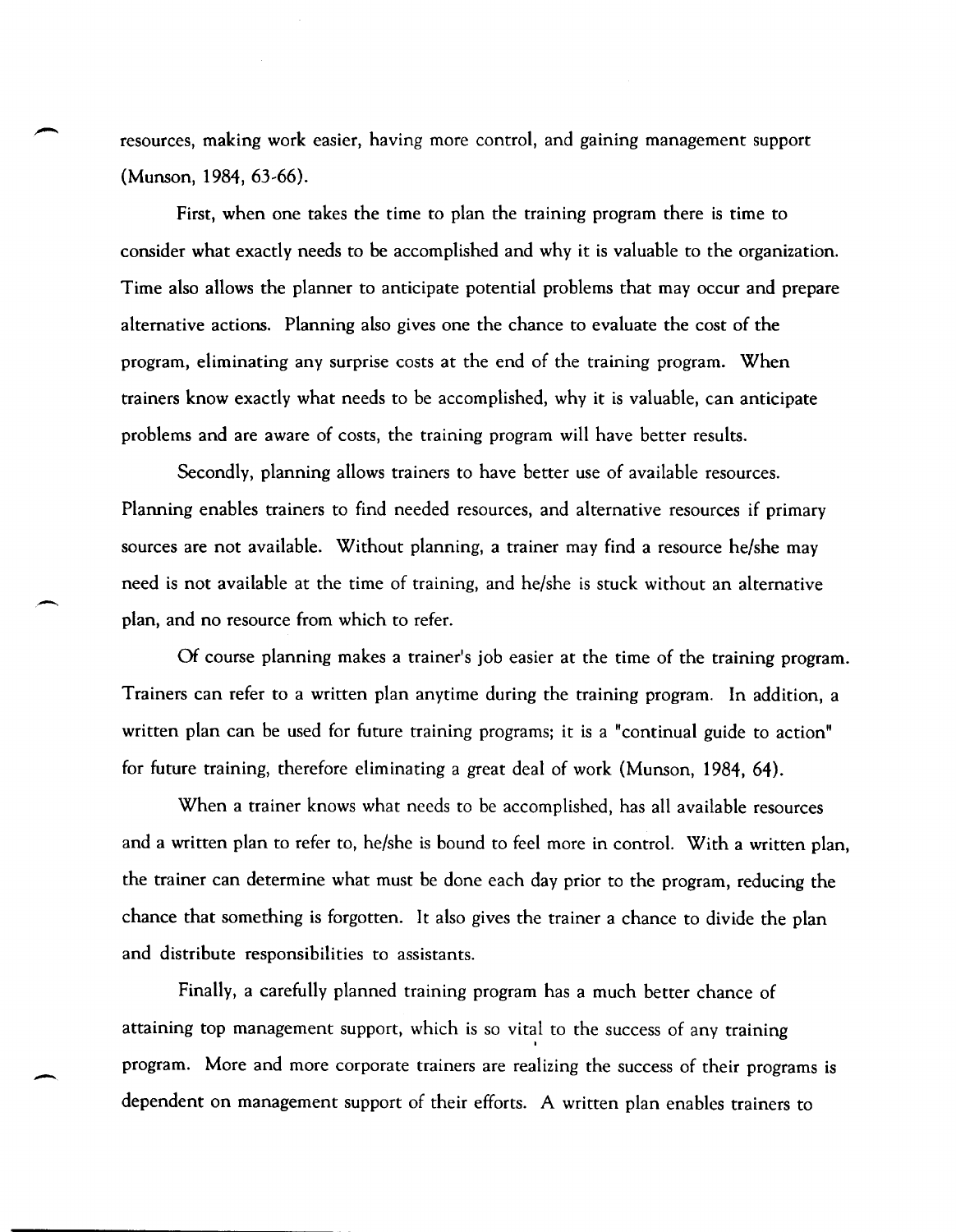resources, making work easier, having more control, and gaining management support (Munson, 1984, 63-66).

First, when one takes the time to plan the training program there is time to consider what exactly needs to be accomplished and why it is valuable to the organization. Time also allows the planner to anticipate potential problems that may occur and prepare alternative actions. Planning also gives one the chance to evaluate the cost of the program, eliminating any surprise costs at the end of the training program. When trainers know exactly what needs to be accomplished, why it is valuable, can anticipate problems and are aware of costs, the training program will have better results.

Secondly, planning allows trainers to have better use of available resources. Planning enables trainers to find needed resources, and alternative resources if primary sources are not available. Without planning, a trainer may find a resource he/she may need is not available at the time of training, and he/she is stuck without an alternative plan, and no resource from which to refer.

Of course planning makes a trainer's job easier at the time of the training program. Trainers can refer to a written plan anytime during the training program. In addition, a written plan can be used for future training programs; it is a "continual guide to action" for future training, therefore eliminating a great deal of work (Munson, 1984, 64).

When a trainer knows what needs to be accomplished, has all available resources and a written plan to refer to, he/she is bound to feel more in control. With a written plan, the trainer can determine what must be done each day prior to the program, reducing the chance that something is forgotten. It also gives the trainer a chance to divide the plan and distribute responsibilities to assistants.

Finally, a carefully planned training program has a much better chance of attaining top management support, which is so vital to the success of any training program. More and more corporate trainers are realizing the success of their programs is dependent on management support of their efforts. A written plan enables trainers to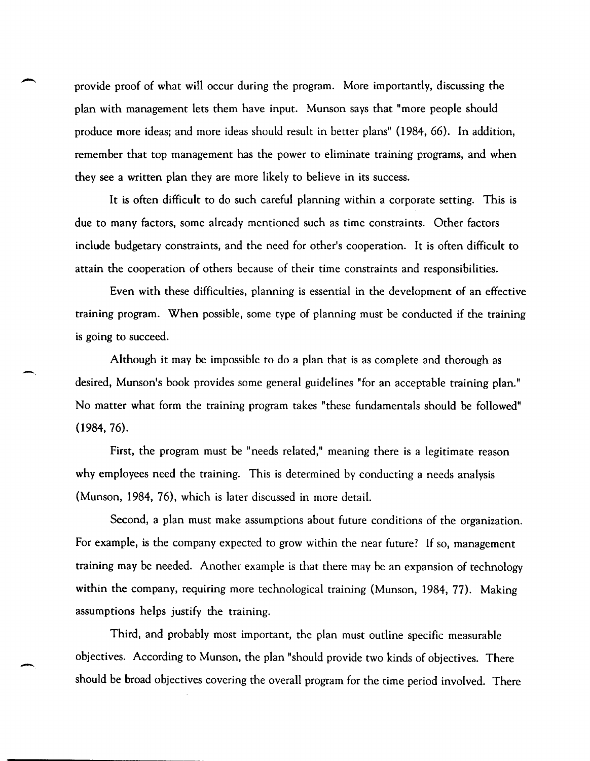provide proof of what will occur during the program. More importantly, discussing the plan with management lets them have input. Munson says that "more people should produce more ideas; and more ideas should result in better plans" (1984, 66). In addition, remember that top management has the power to eliminate training programs, and when they see a written plan they are more likely to believe in its success.

It is often difficult to do such careful planning within a corporate setting. This is due to many factors, some already mentioned such as time constraints. Other factors include budgetary constraints, and the need for other's cooperation. It is often difficult to attain the cooperation of others because of their time constraints and responsibilities.

Even with these difficulties, planning is essential in the development of an effective training program. When possible, some type of planning must be conducted if the training is going to succeed.

Although it may be impossible to do a plan that is as complete and thorough as desired, Munson's book provides some general guidelines "for an acceptable training plan." No matter what form the training program takes "these fundamentals should be followed" (1984, 76).

First, the program must be "needs related," meaning there is a legitimate reason why employees need the training. This is determined by conducting a needs analysis (Munson, 1984, 76), which is later discussed in more detail.

Second, a plan must make assumptions about future conditions of the organization. For example, is the company expected to grow within the near future? If so, management training may be needed. Another example is that there may be an expansion of technology within the company, requiring more technological training (Munson, 1984, 77). Making assumptions helps justify the training.

Third, and probably most important, the plan must outline specific measurable objectives. According to Munson, the plan "should provide two kinds of objectives. There should be broad objectives covering the overall program for the time period involved. There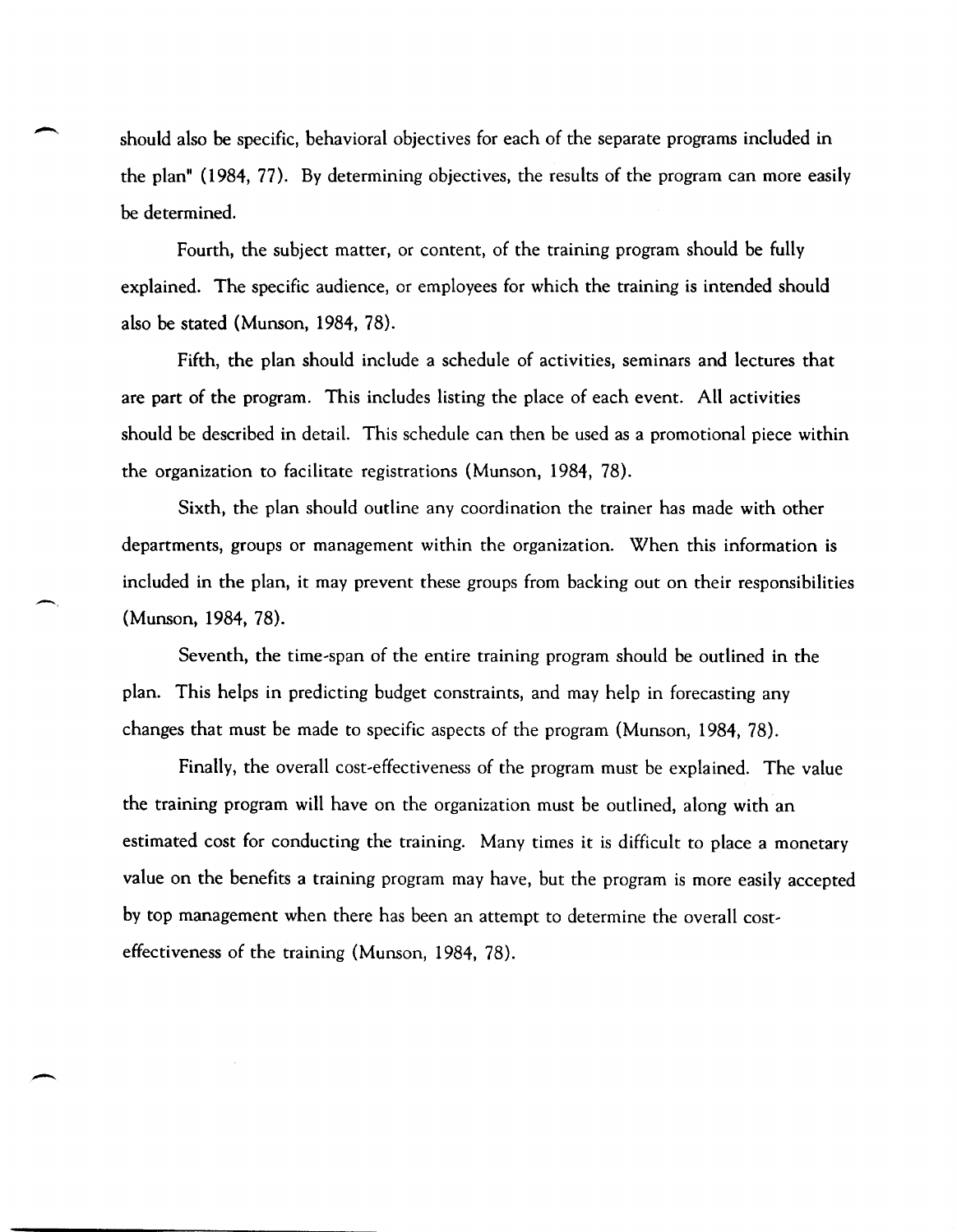should also be specific, behavioral objectives for each of the separate programs included in the plan" (1984, 77). By determining objectives, the results of the program can more easily be determined.

Fourth, the subject matter, or content, of the training program should be fully explained. The specific audience, or employees for which the training is intended should also be stated (Munson, 1984, 78).

Fifth, the plan should include a schedule of activities, seminars and lectures that are part of the program. This includes listing the place of each event. All activities should be described in detail. This schedule can then be used as a promotional piece within the organization to facilitate registrations (Munson, 1984, 78).

Sixth, the plan should outline any coordination the trainer has made with other departments, groups or management within the organization. When this information is included in the plan, it may prevent these groups from backing out on their responsibilities (Munson, 1984, 78).

Seventh, the time-span of the entire training program should be outlined in the plan. This helps in predicting budget constraints, and may help in forecasting any changes that must be made to specific aspects of the program (Munson, 1984, 78).

Finally, the overall cost-effectiveness of the program must be explained. The value the training program will have on the organization must be outlined, along with an estimated cost for conducting the training. Many times it is difficult to place a monetary value on the benefits a training program may have, but the program is more easily accepted by top management when there has been an attempt to determine the overall cost-effectiveness of the training (Munson, 1984, 78).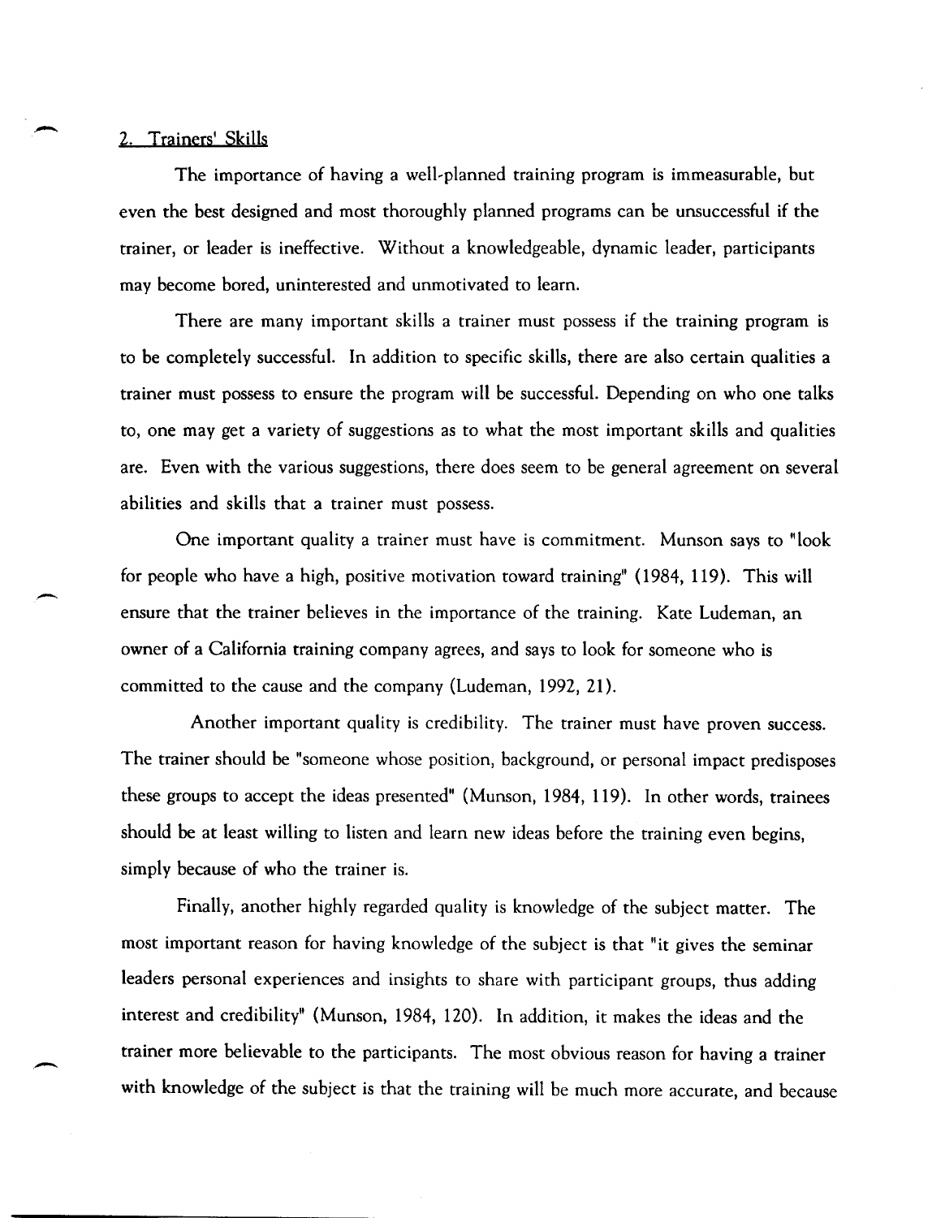## 2. Trainers' Skills

The importance of having a well-planned training program is immeasurable, but even the best designed and most thoroughly planned programs can be unsuccessful if the trainer, or leader is ineffective. Without a knowledgeable, dynamic leader, participants may become bored, uninterested and unmotivated to learn.

There are many important skills a trainer must possess if the training program is to be completely successful. In addition to specific skills, there are also certain qualities a trainer must possess to ensure the program will be successful. Depending on who one talks to, one may get a variety of suggestions as to what the most important skills and qualities are. Even with the various suggestions, there does seem to be general agreement on several abilities and skills that a trainer must possess.

One important quality a trainer must have is commitment. Munson says to "look for people who have a high, positive motivation toward training" (1984, 119). This will ensure that the trainer believes in the importance of the training. Kate Ludeman, an owner of a California training company agrees, and says to look for someone who is committed to the cause and the company (Ludeman, 1992, 21).

Another important quality is credibility. The trainer must have proven success. The trainer should be "someone whose position, background, or personal impact predisposes these groups to accept the ideas presented" (Munson, 1984, 119). In other words, trainees should be at least willing to listen and learn new ideas before the training even begins, simply because of who the trainer is.

Finally, another highly regarded quality is knowledge of the subject matter. The most important reason for having knowledge of the subject is that "it gives the seminar leaders personal experiences and insights to share with participant groups, thus adding interest and credibility" (Munson, 1984, 120). In addition, it makes the ideas and the trainer more believable to the participants. The most obvious reason for having a trainer with knowledge of the subject is that the training will be much more accurate, and because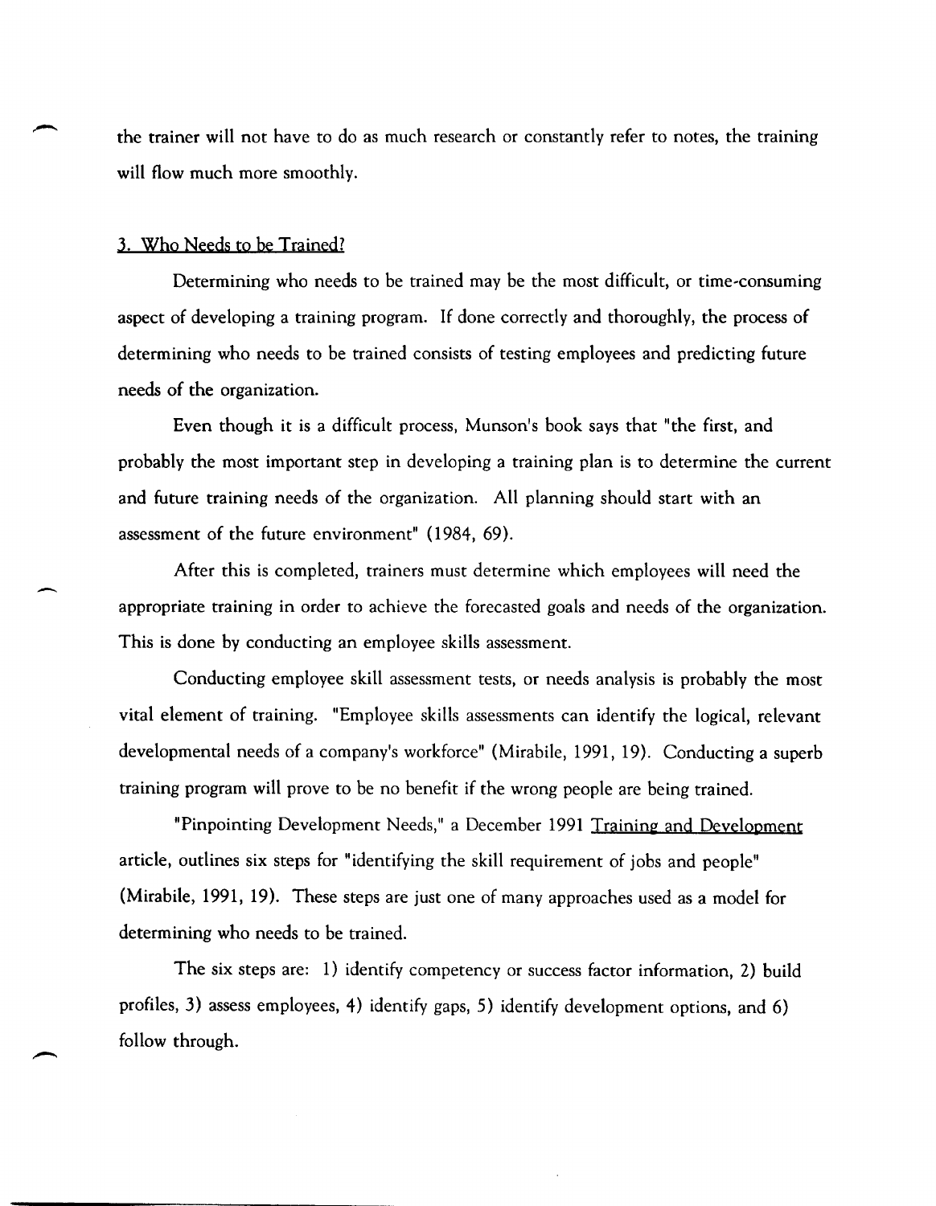the trainer will not have to do as much research or constantly refer to notes, the training will flow much more smoothly.

### 3. Who Needs to be Trained?

Determining who needs to be trained may be the most difficult, or time-consuming aspect of developing a training program. If done correctly and thoroughly, the process of determining who needs to be trained consists of testing employees and predicting future needs of the organization.

Even though it is a difficult process, Munson's book says that "the first, and probably the most important step in developing a training plan is to determine the current and future training needs of the organization. All planning should start with an assessment of the future environment" (1984, 69).

After this is completed, trainers must determine which employees will need the appropriate training in order to achieve the forecasted goals and needs of the organization. This is done by conducting an employee skills assessment.

Conducting employee skill assessment tests, or needs analysis is probably the most vital element of training. "Employee skills assessments can identify the logical, relevant developmental needs of a company's workforce" (Mirabile, 1991, 19). Conducting a superb training program will prove to be no benefit if the wrong people are being trained.

"Pinpointing Development Needs," a December 1991 Training and Development article, outlines six steps for "identifying the skill requirement of jobs and people" (Mirabile, 1991, 19). These steps are just one of many approaches used as a model for determining who needs to be trained.

The six steps are: 1) identify competency or success factor information, 2) build profiles, 3) assess employees, 4) identify gaps, 5) identify development options, and 6) follow through.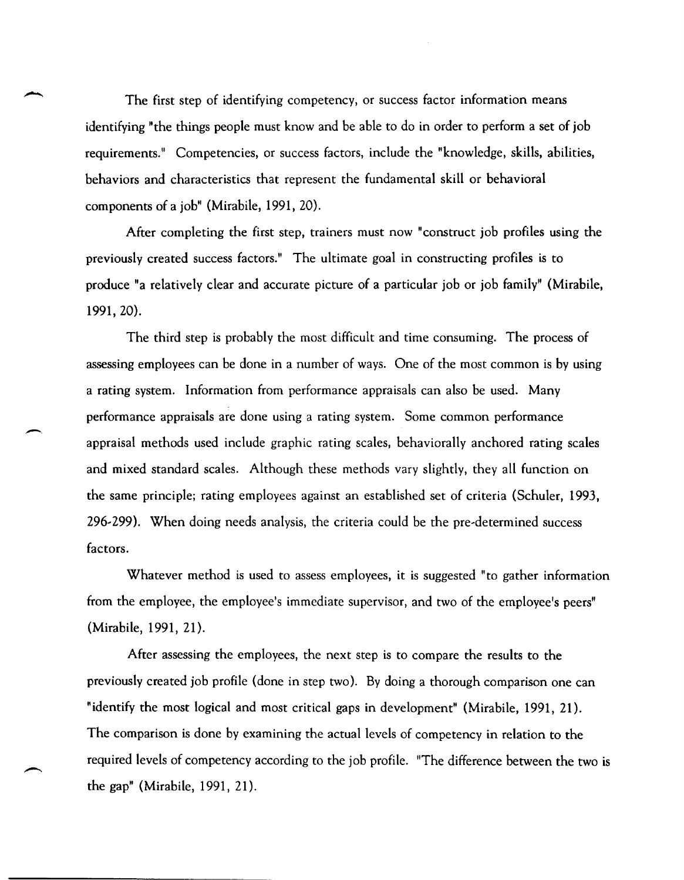The first step of identifying competency, or success factor information means identifying "the things people must know and be able to do in order to perform a set of job requirements." Competencies, or success factors, include the "knowledge, skills, abilities, behaviors and characteristics that represent the fundamental skill or behavioral components of a job" (Mirabile, 1991, 20).

After completing the first step, trainers must now "construct job profiles using the previously created success factors." The ultimate goal in constructing profiles is to produce "a relatively clear and accurate picture of a particular job or job family" (Mirabile, 1991, 20).

The third step is probably the most difficult and time consuming. The process of assessing employees can be done in a number of ways. One of the most common is by using a rating system. Information from performance appraisals can also be used. Many performance appraisals are done using a rating system. Some common performance appraisal methods used include graphic rating scales, behaviorally anchored rating scales and mixed standard scales. Although these methods vary slightly, they all function on the same principle; rating employees against an established set of criteria (Schuler, 1993, 296-299). When doing needs analysis, the criteria could be the pre-determined success factors.

Whatever method is used to assess employees, it is suggested "to gather information from the employee, the employee's immediate supervisor, and two of the employee's peers" (Mirabile, 1991, 21).

After assessing the employees, the next step is to compare the results to the previously created job profile (done in step two). By doing a thorough comparison one can "identify the most logical and most critical gaps in development" (Mirabile, 1991, 21). The comparison is done by examining the actual levels of competency in relation to the required levels of competency according to the job profile. "The difference between the two is the gap" (Mirabile, 1991, 21).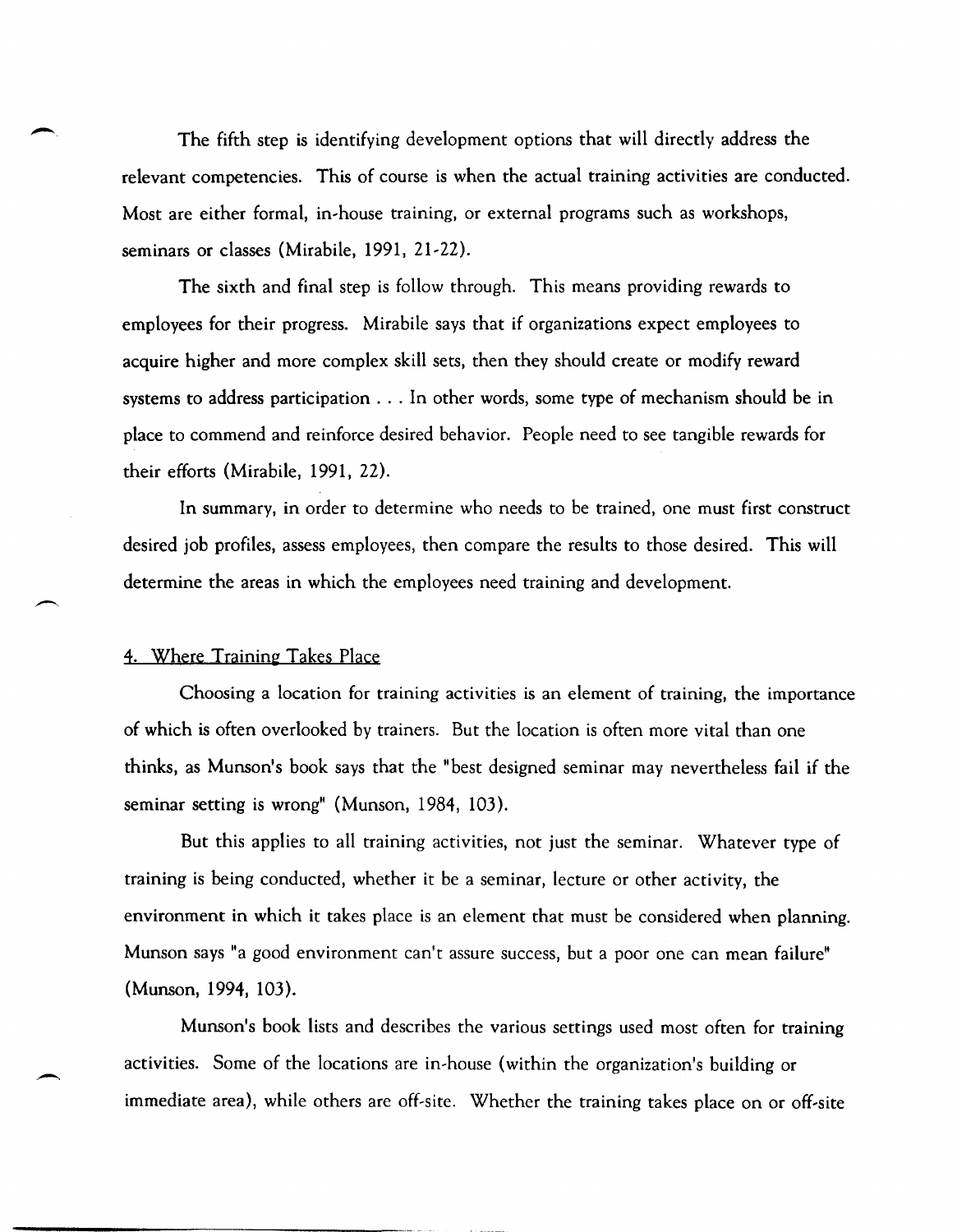The fifth step is identifying development options that will directly address the relevant competencies. This of course is when the actual training activities are conducted. Most are either formal, in-house training, or external programs such as workshops, seminars or classes (Mirabile, 1991, 21-22).

The sixth and final step is follow through. This means providing rewards to employees for their progress. Mirabile says that if organizations expect employees to acquire higher and more complex skill sets, then they should create or modify reward systems to address participation . . . In other words, some type of mechanism should be in place to commend and reinforce desired behavior. People need to see tangible rewards for their efforts (Mirabile, 1991, 22).

In summary, in order to determine who needs to be trained, one must first construct desired job profiles, assess employees, then compare the results to those desired. This will determine the areas in which the employees need training and development.

### 4. Where Training Takes Place

Choosing a location for training activities is an element of training, the importance of which is often overlooked by trainers. But the location is often more vital than one thinks, as Munson's book says that the "best designed seminar may nevertheless fail if the seminar setting is wrong" (Munson, 1984, 103).

But this applies to all training activities, not just the seminar. Whatever type of training is being conducted, whether it be a seminar, lecture or other activity, the environment in which it takes place is an element that must be considered when planning. Munson says "a good environment can't assure success, but a poor one can mean failure" (Munson, 1994, 103).

Munson's book lists and describes the various settings used most often for training activities. Some of the locations are in-house (within the organization's building or immediate area), while others are off-site. Whether the training takes place on or off-site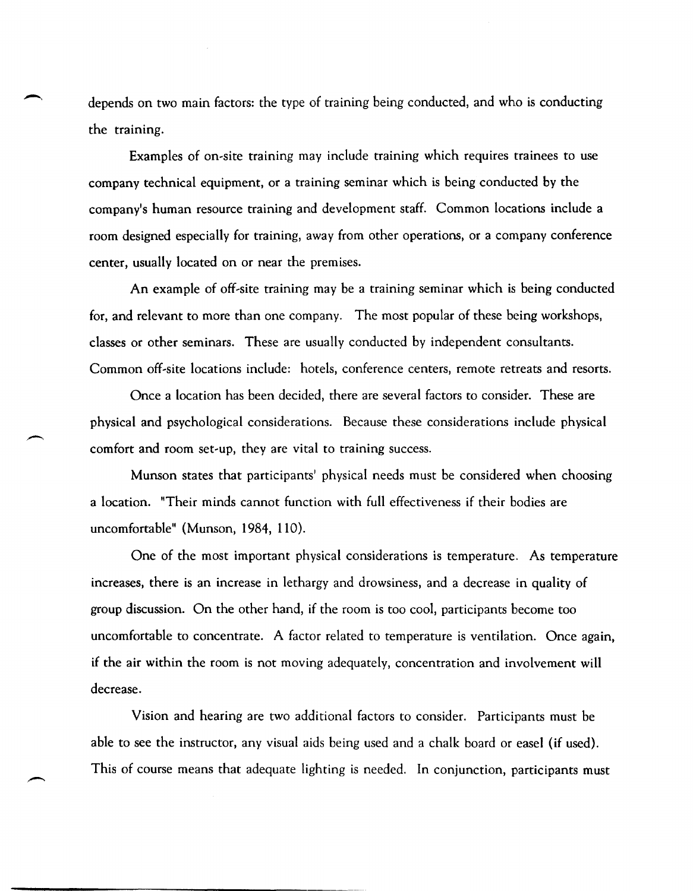depends on two main factors: the type of training being conducted, and who is conducting the training.

Examples of on-site training may include training which requires trainees to use company technical equipment, or a training seminar which is being conducted by the company's human resource training and development staff. Common locations include a room designed especially for training, away from other operations, or a company conference center, usually located on or near the premises.

An example of off-site training may be a training seminar which is being conducted for, and relevant to more than one company. The most popular of these being workshops, classes or other seminars. These are usually conducted by independent consultants. Common off-site locations include: hotels, conference centers, remote retreats and resorts.

Once a location has been decided, there are several factors to consider. These are physical and psychological considerations. Because these considerations include physical comfort and room set-up, they are vital to training success.

Munson states that participants' physical needs must be considered when choosing a location. "Their minds cannot function with full effectiveness if their bodies are uncomfortable" (Munson, 1984, 110).

One of the most important physical considerations is temperature. As temperature increases, there is an increase in lethargy and drowsiness, and a decrease in quality of group discussion. On the other hand, if the room is too cool, participants become too uncomfortable to concentrate. A factor related to temperature is ventilation. Once again, if the air within the room is not moving adequately, concentration and involvement will decrease.

Vision and hearing are two additional factors to consider. Participants must be able to see the instructor, any visual aids being used and a chalk board or easel (if used). This of course means that adequate lighting is needed. In conjunction, participants must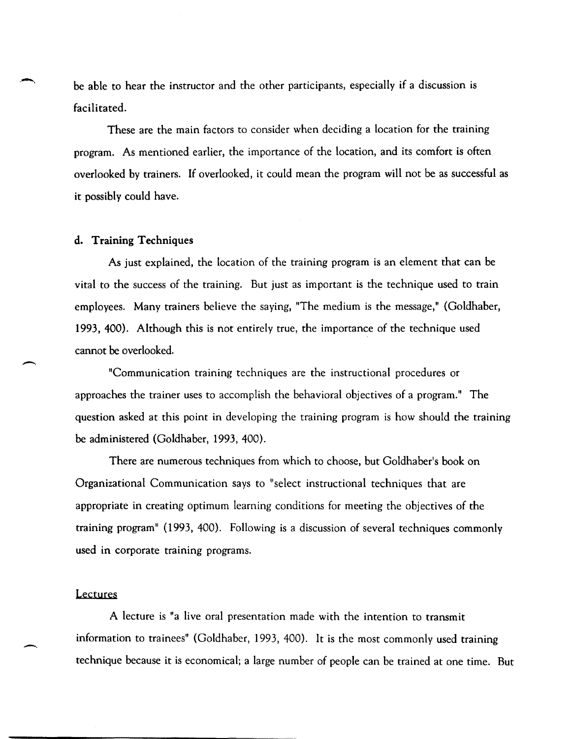be able to hear the instructor and the other participants, especially if a discussion is facilitated.

These are the main factors to consider when deciding a location for the training program. As mentioned earlier, the importance of the location, and its comfort is often overlooked by trainers. If overlooked, it could mean the program will not be as successful as it possibly could have.

### d. Training Techniques

As just explained, the location of the training program is an element that can be vital to the success of the training. But just as important is the technique used to train employees. Many trainers believe the saying, "The medium is the message," (Goldhaber, 1993, 400). Although this is not entirely true, the importance of the technique used cannot be overlooked.

"Communication training techniques are the instructional procedures or approaches the trainer uses to accomplish the behavioral objectives of a program." The question asked at this point in developing the training program is how should the training be administered (Goldhaber, 1993, 400).

There are numerous techniques from which to choose, but Goldhaber's book on Organizational Communication says to "select instructional techniques that are appropriate in creating optimum learning conditions for meeting the objectives of the training program" (1993, 400). Following is a discussion of several techniques commonly used in corporate training programs.

#### Lectures

A lecture is "a live oral presentation made with the intention to transmit information to trainees" (Goldhaber, 1993, 400). It is the most commonly used training technique because it is economical; a large number of people can be trained at one time. But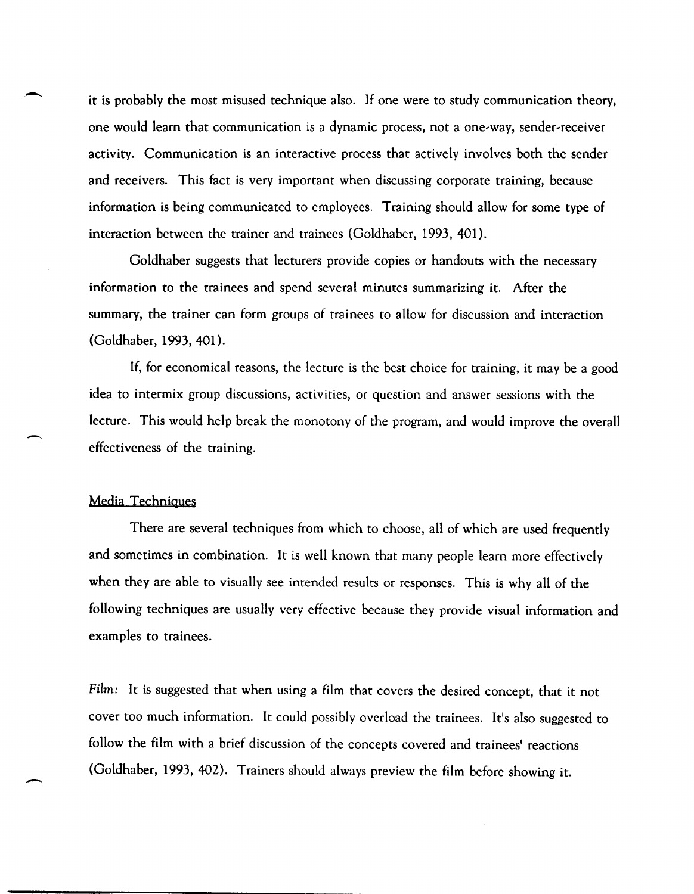it is probably the most misused technique also. If one were to study communication theory, one would learn that communication is a dynamic process, not a one-way, sender-receiver activity. Communication is an interactive process that actively involves both the sender and receivers. This fact is very important when discussing corporate training, because information is being communicated to employees. Training should allow for some type of interaction between the trainer and trainees (Goldhaber, 1993, 401).

Goldhaber suggests that lecturers provide copies or handouts with the necessary information to the trainees and spend several minutes summarizing it. After the summary, the trainer can form groups of trainees to allow for discussion and interaction (Goldhaber, 1993, 401).

If, for economical reasons, the lecture is the best choice for training, it may be a good idea to intermix group discussions, activities, or question and answer sessions with the lecture. This would help break the monotony of the program, and would improve the overall effectiveness of the training.

### Media Techniques

There are several techniques from which to choose, all of which are used frequently and sometimes in combination. It is well known that many people learn more effectively when they are able to visually see intended results or responses. This is why all of the following techniques are usually very effective because they provide visual information and examples to trainees.

*Film:* It is suggested that when using a film that covers the desired concept, that it not cover too much information. It could possibly overload the trainees. It's also suggested to follow the film with a brief discussion of the concepts covered and trainees' reactions (Goldhaber, 1993, 402). Trainers should always preview the film before showing it.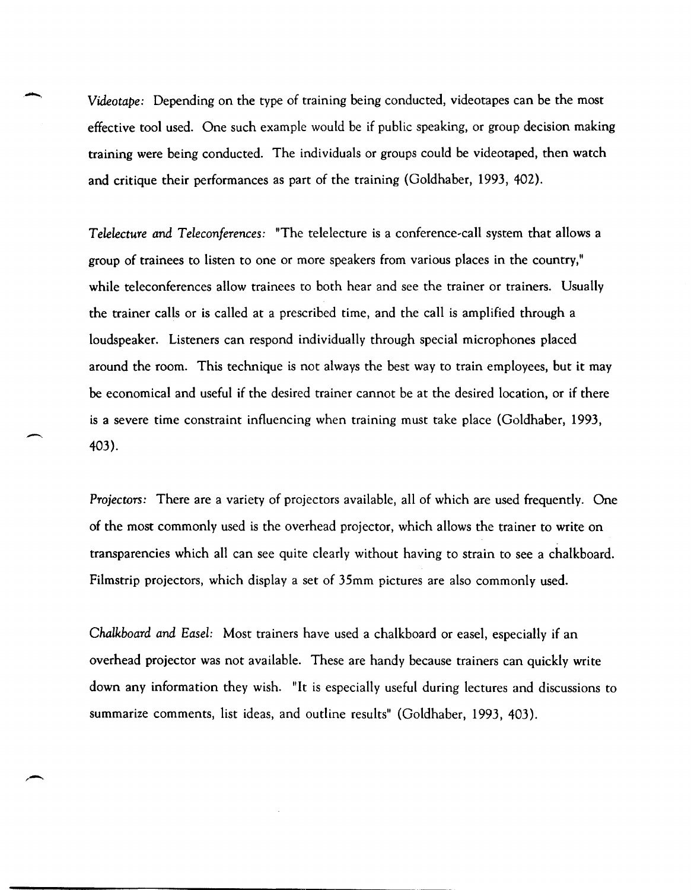*Videotape:* Depending on the type of training being conducted, videotapes can be the most effective tool used. One such example would be if public speaking, or group decision making training were being conducted. The individuals or groups could be videotaped, then watch and critique their performances as part of the training (Goldhaber, 1993, 402).

*Telelecture and Teleconferences:* "The telelecture is a conference-call system that allows a group of trainees to listen to one or more speakers from various places in the country," while teleconferences allow trainees to both hear and see the trainer or trainers. Usually the trainer calls or is called at a prescribed time, and the call is amplified through a loudspeaker. Listeners can respond individually through special microphones placed around the room. This technique is not always the best way to train employees, but it may be economical and useful if the desired trainer cannot be at the desired location, or if there is a severe time constraint influencing when training must take place (Goldhaber, 1993, 403).

*Projectors:* There are a variety of projectors available, all of which are used frequently. One of the most commonly used is the overhead projector, which allows the trainer to write on transparencies which all can see quite clearly without having to strain to see a chalkboard. Filmstrip projectors, which display a set of 35mm pictures are also commonly used.

*Chalkboard and Easel:* Most trainers have used a chalkboard or easel, especially if an overhead projector was not available. These are handy because trainers can quickly write down any information they wish. "It is especially useful during lectures and discussions to summarize comments, list ideas, and outline results" (Goldhaber, 1993, 403).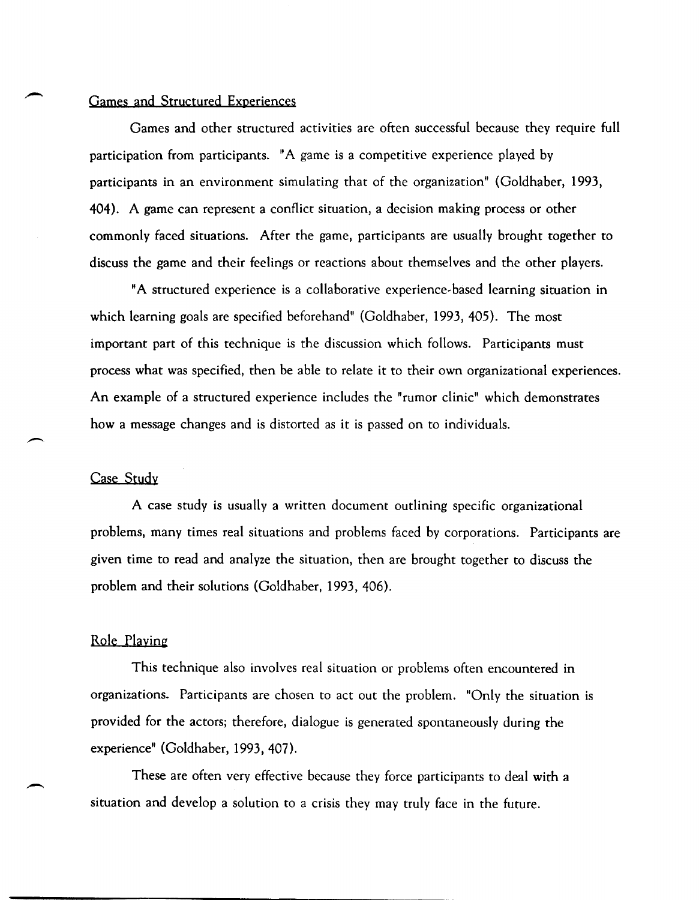### Games and Structured Experiences

Games and other structured activities are often successful because they require full participation from participants. "A game is a competitive experience played by participants in an environment simulating that of the organization" (Goldhaber, 1993, 404). A game can represent a conflict situation, a decision making process or other commonly faced situations. After the game, participants are usually brought together to discuss the game and their feelings or reactions about themselves and the other players.

"A structured experience is a collaborative experience-based learning situation in which learning goals are specified beforehand" (Goldhaber, 1993, 405). The most important part of this technique is the discussion which follows. Participants must process what was specified, then be able to relate it to their own organizational experiences. An example of a structured experience includes the "rumor clinic" which demonstrates how a message changes and is distorted as it is passed on to individuals.

### Case Study

A case study is usually a written document outlining specific organizational problems, many times real situations and problems faced by corporations. Participants are given time to read and analyze the situation, then are brought together to discuss the problem and their solutions (Goldhaber, 1993, 406).

### Role Playing

This technique also involves real situation or problems often encountered in organizations. Participants are chosen to act out the problem. "Only the situation is provided for the actors; therefore, dialogue is generated spontaneously during the experience" (Goldhaber, 1993, 407).

These are often very effective because they force participants to deal with a situation and develop a solution to a crisis they may truly face in the future.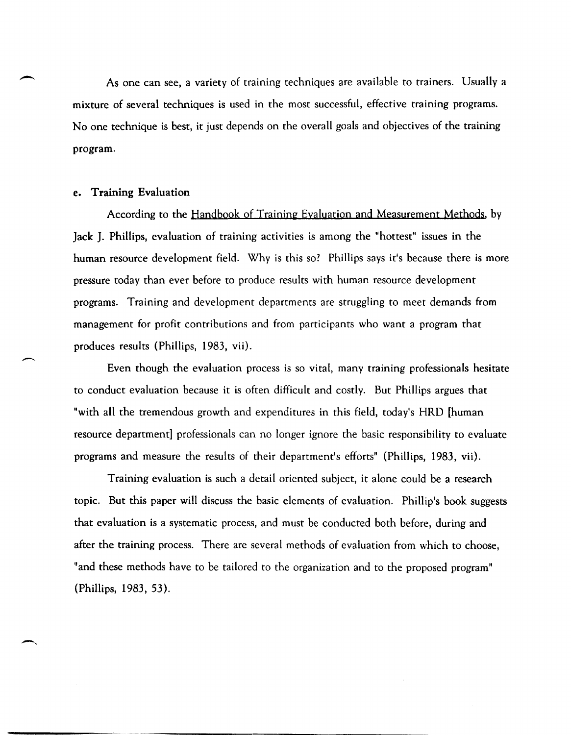As one can see, a variety of training techniques are available to trainers. Usually a mixture of several techniques is used in the most successful, effective training programs. No one technique is best, it just depends on the overall goals and objectives of the training program.

### e. Training Evaluation

According to the Handbook of Training Evaluation and Measurement Methods, by Jack J. Phillips, evaluation of training activities is among the "hottest" issues in the human resource development field. Why is this so? Phillips says it's because there is more pressure today than ever before to produce results with human resource development programs. Training and development departments are struggling to meet demands from management for profit contributions and from participants who want a program that produces results (Phillips, 1983, vii).

Even though the evaluation process is so vital, many training professionals hesitate to conduct evaluation because it is often difficult and costly. But Phillips argues that "with all the tremendous growth and expenditures in this field, today's HRD [human resource department] professionals can no longer ignore the basic responsibility to evaluate programs and measure the results of their department's efforts" (Phillips, 1983, vii).

Training evaluation is such a detail oriented subject, it alone could be a research topic. But this paper will discuss the basic elements of evaluation. Phillip's book suggests that evaluation is a systematic process, and must be conducted both before, during and after the training process. There are several methods of evaluation from which to choose, "and these methods have to be tailored to the organization and to the proposed program" (Phillips, 1983, 53).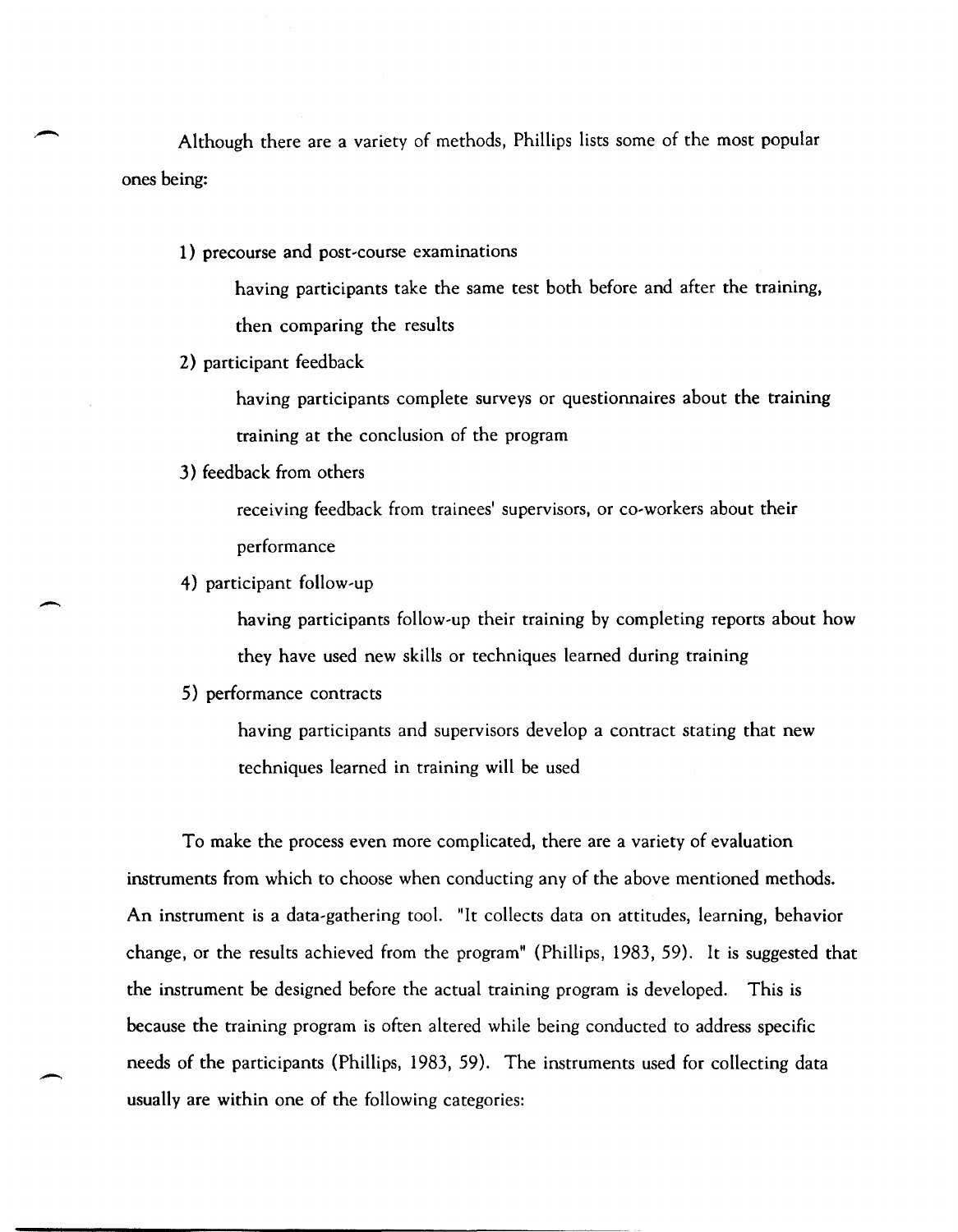Although there are a variety of methods, Phillips lists some of the most popular ones being:

1) precourse and post-course examinations

    having participants take the same test both before and after the training, then comparing the results

2) participant feedback

    having participants complete surveys or questionnaires about the training training at the conclusion of the program

3) feedback from others

    receiving feedback from trainees' supervisors, or co-workers about their performance

4) participant follow-up

    having participants follow-up their training by completing reports about how they have used new skills or techniques learned during training

5) performance contracts

    having participants and supervisors develop a contract stating that new techniques learned in training will be used

To make the process even more complicated, there are a variety of evaluation instruments from which to choose when conducting any of the above mentioned methods. An instrument is a data-gathering tool. "It collects data on attitudes, learning, behavior change, or the results achieved from the program" (Phillips, 1983, 59). It is suggested that the instrument be designed before the actual training program is developed. This is because the training program is often altered while being conducted to address specific needs of the participants (Phillips, 1983, 59). The instruments used for collecting data usually are within one of the following categories: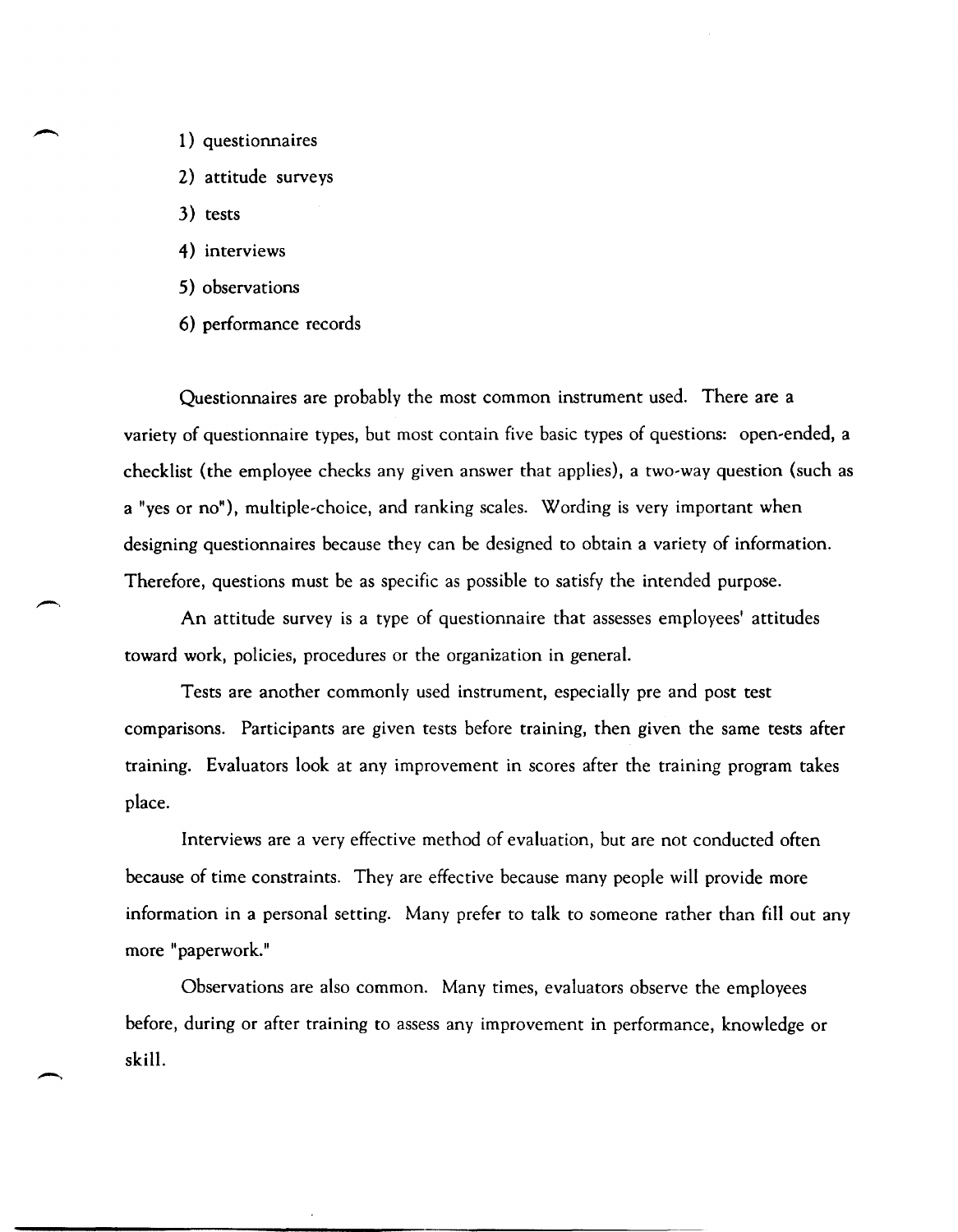1) questionnaires
2) attitude surveys
3) tests
4) interviews
5) observations
6) performance records

Questionnaires are probably the most common instrument used. There are a variety of questionnaire types, but most contain five basic types of questions: open-ended, a checklist (the employee checks any given answer that applies), a two-way question (such as a "yes or no"), multiple-choice, and ranking scales. Wording is very important when designing questionnaires because they can be designed to obtain a variety of information. Therefore, questions must be as specific as possible to satisfy the intended purpose.

An attitude survey is a type of questionnaire that assesses employees' attitudes toward work, policies, procedures or the organization in general.

Tests are another commonly used instrument, especially pre and post test comparisons. Participants are given tests before training, then given the same tests after training. Evaluators look at any improvement in scores after the training program takes place.

Interviews are a very effective method of evaluation, but are not conducted often because of time constraints. They are effective because many people will provide more information in a personal setting. Many prefer to talk to someone rather than fill out any more "paperwork."

Observations are also common. Many times, evaluators observe the employees before, during or after training to assess any improvement in performance, knowledge or skill.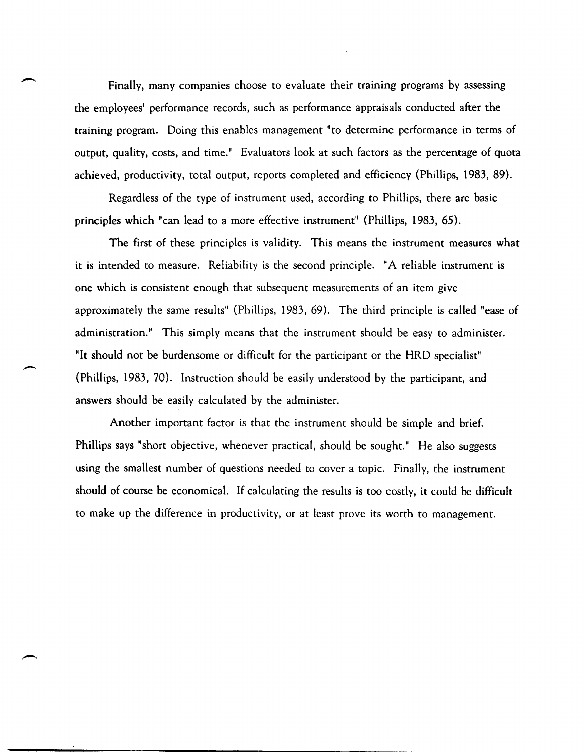Finally, many companies choose to evaluate their training programs by assessing the employees' performance records, such as performance appraisals conducted after the training program. Doing this enables management "to determine performance in terms of output, quality, costs, and time." Evaluators look at such factors as the percentage of quota achieved, productivity, total output, reports completed and efficiency (Phillips, 1983, 89).

Regardless of the type of instrument used, according to Phillips, there are basic principles which "can lead to a more effective instrument" (Phillips, 1983, 65).

The first of these principles is validity. This means the instrument measures what it is intended to measure. Reliability is the second principle. "A reliable instrument is one which is consistent enough that subsequent measurements of an item give approximately the same results" (Phillips, 1983, 69). The third principle is called "ease of administration." This simply means that the instrument should be easy to administer. "It should not be burdensome or difficult for the participant or the HRD specialist" (Phillips, 1983, 70). Instruction should be easily understood by the participant, and answers should be easily calculated by the administer.

Another important factor is that the instrument should be simple and brief. Phillips says "short objective, whenever practical, should be sought." He also suggests using the smallest number of questions needed to cover a topic. Finally, the instrument should of course be economical. If calculating the results is too costly, it could be difficult to make up the difference in productivity, or at least prove its worth to management.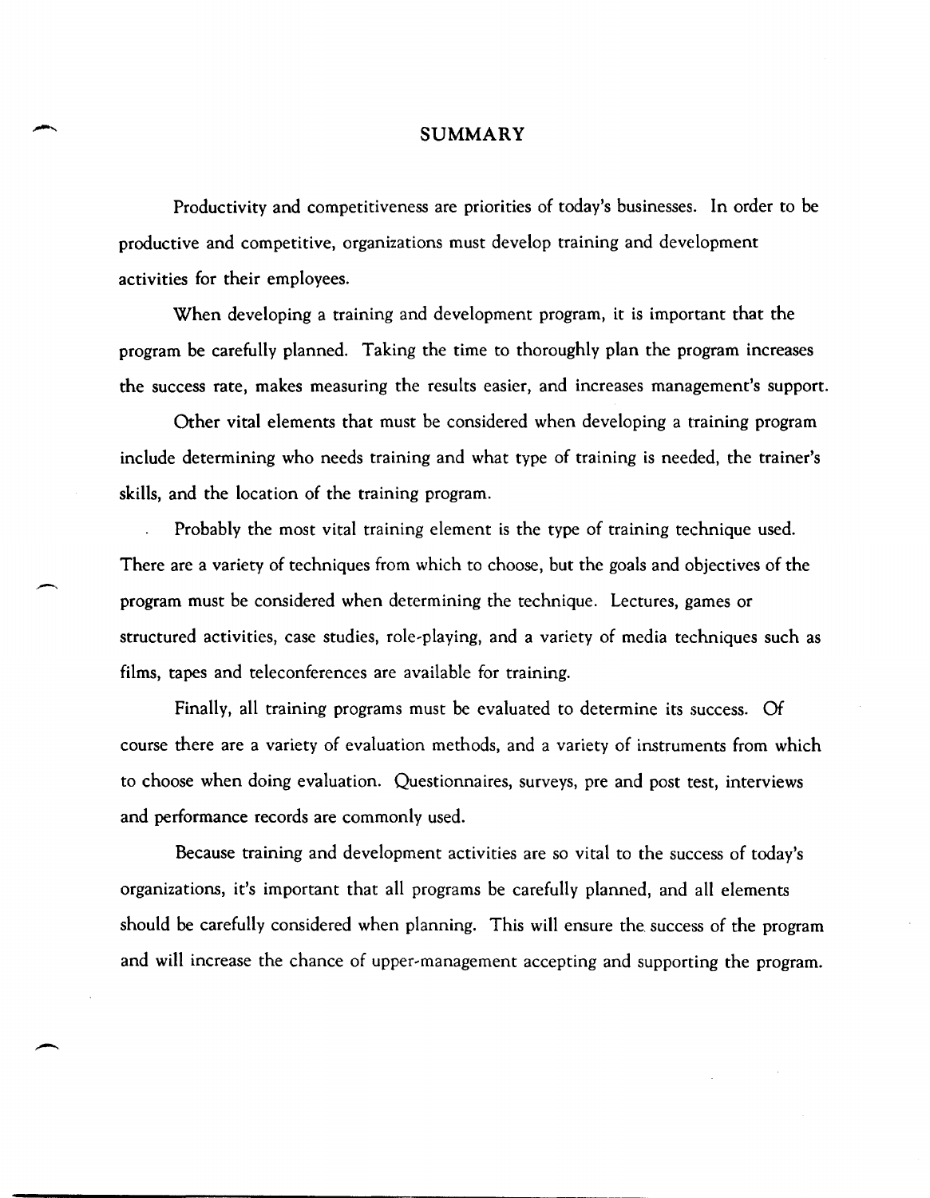# SUMMARY

Productivity and competitiveness are priorities of today's businesses. In order to be productive and competitive, organizations must develop training and development activities for their employees.

When developing a training and development program, it is important that the program be carefully planned. Taking the time to thoroughly plan the program increases the success rate, makes measuring the results easier, and increases management's support.

Other vital elements that must be considered when developing a training program include determining who needs training and what type of training is needed, the trainer's skills, and the location of the training program.

Probably the most vital training element is the type of training technique used. There are a variety of techniques from which to choose, but the goals and objectives of the program must be considered when determining the technique. Lectures, games or structured activities, case studies, role-playing, and a variety of media techniques such as films, tapes and teleconferences are available for training.

Finally, all training programs must be evaluated to determine its success. Of course there are a variety of evaluation methods, and a variety of instruments from which to choose when doing evaluation. Questionnaires, surveys, pre and post test, interviews and performance records are commonly used.

Because training and development activities are so vital to the success of today's organizations, it's important that all programs be carefully planned, and all elements should be carefully considered when planning. This will ensure the success of the program and will increase the chance of upper-management accepting and supporting the program.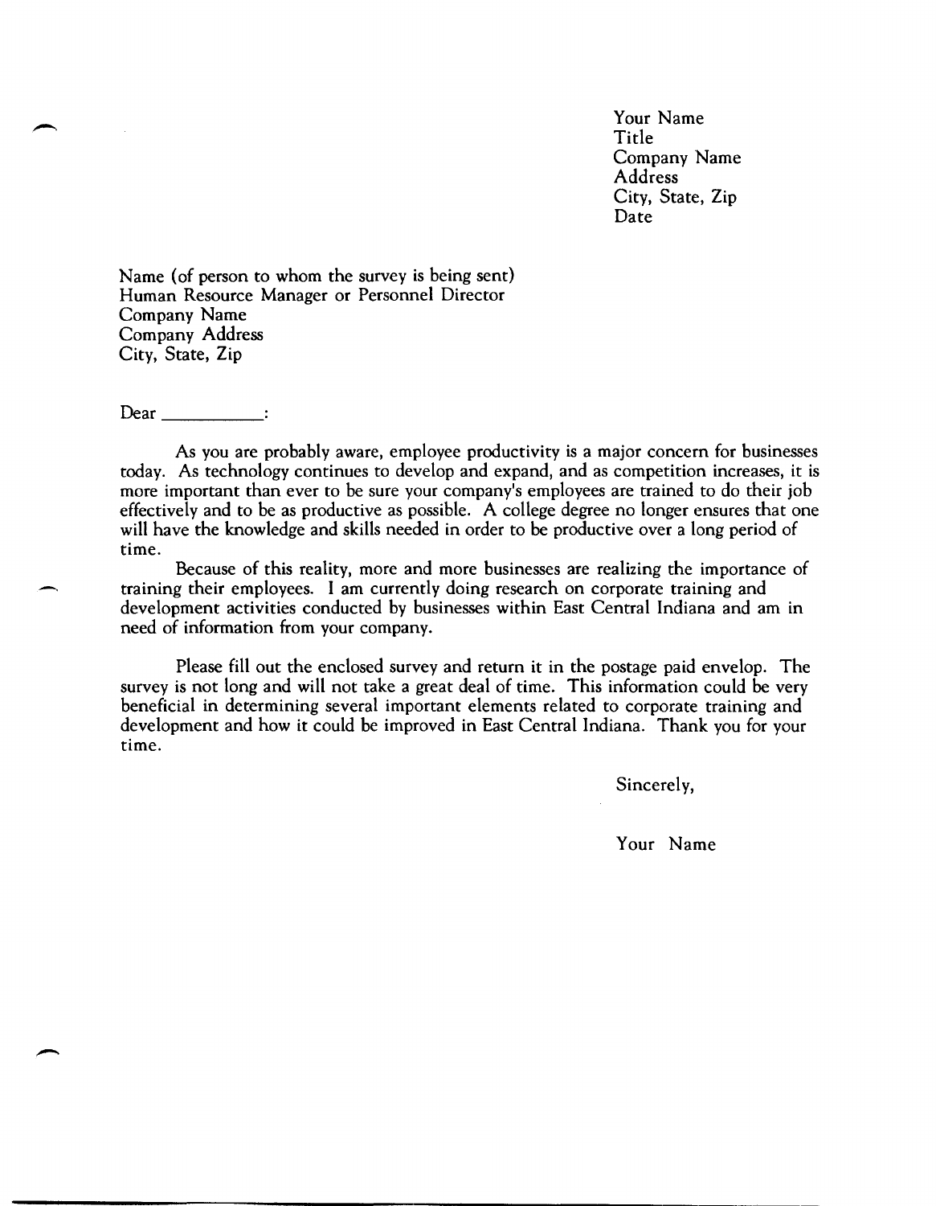Your Name
Title
Company Name
Address
City, State, Zip
Date

Name (of person to whom the survey is being sent)
Human Resource Manager or Personnel Director
Company Name
Company Address
City, State, Zip

Dear ___________:

As you are probably aware, employee productivity is a major concern for businesses today. As technology continues to develop and expand, and as competition increases, it is more important than ever to be sure your company's employees are trained to do their job effectively and to be as productive as possible. A college degree no longer ensures that one will have the knowledge and skills needed in order to be productive over a long period of time.

Because of this reality, more and more businesses are realizing the importance of training their employees. I am currently doing research on corporate training and development activities conducted by businesses within East Central Indiana and am in need of information from your company.

Please fill out the enclosed survey and return it in the postage paid envelop. The survey is not long and will not take a great deal of time. This information could be very beneficial in determining several important elements related to corporate training and development and how it could be improved in East Central Indiana. Thank you for your time.

Sincerely,

Your Name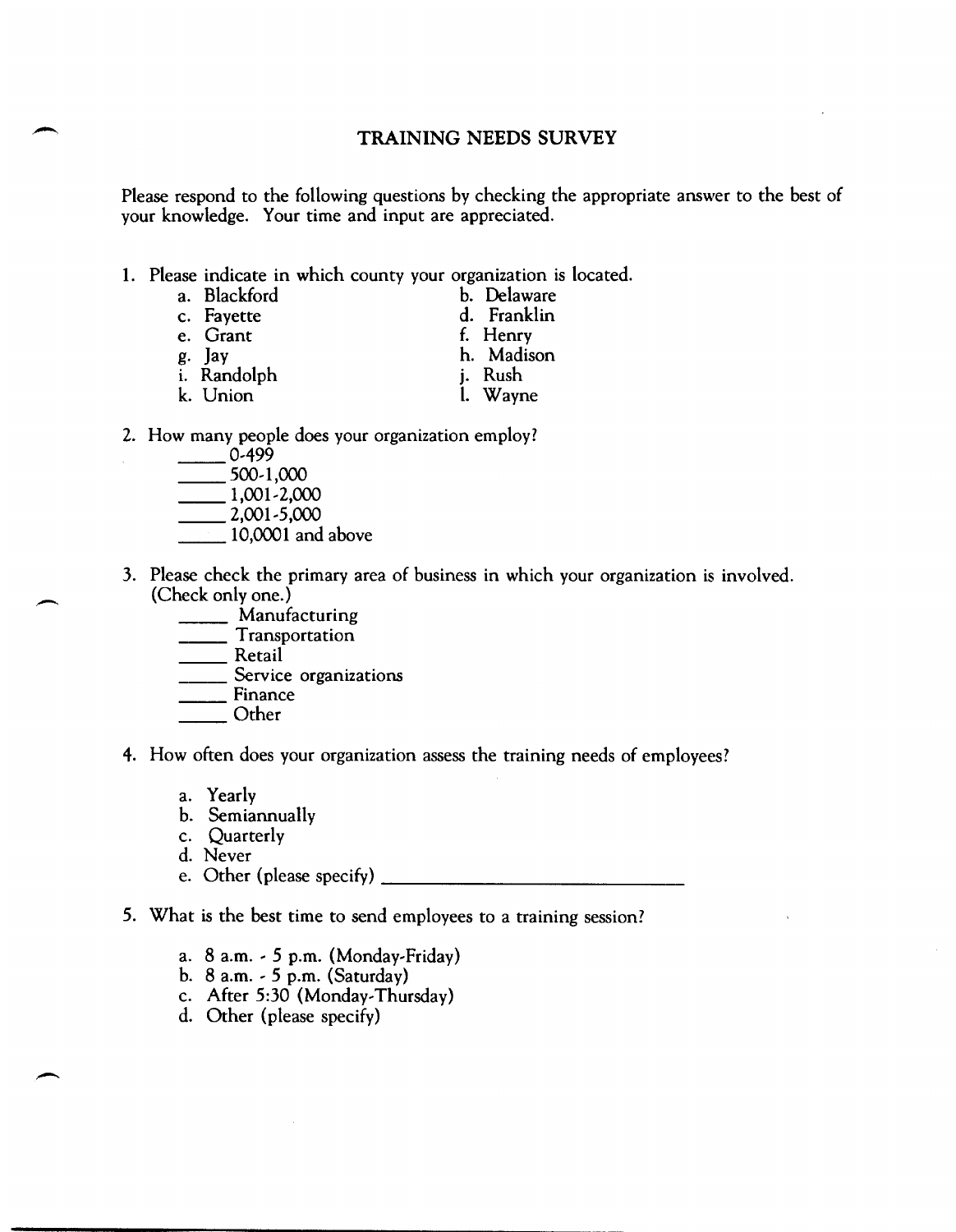# TRAINING NEEDS SURVEY

Please respond to the following questions by checking the appropriate answer to the best of your knowledge. Your time and input are appreciated.

1. Please indicate in which county your organization is located.

   a. Blackford
   b. Delaware
   c. Fayette
   d. Franklin
   e. Grant
   f. Henry
   g. Jay
   h. Madison
   i. Randolph
   j. Rush
   k. Union
   l. Wayne

2. How many people does your organization employ?

   _____ 0-499
   _____ 500-1,000
   _____ 1,001-2,000
   _____ 2,001-5,000
   _____ 10,0001 and above

3. Please check the primary area of business in which your organization is involved. (Check only one.)

   _____ Manufacturing
   _____ Transportation
   _____ Retail
   _____ Service organizations
   _____ Finance
   _____ Other

4. How often does your organization assess the training needs of employees?

   a. Yearly
   b. Semiannually
   c. Quarterly
   d. Never
   e. Other (please specify) ______________________________

5. What is the best time to send employees to a training session?

   a. 8 a.m. - 5 p.m. (Monday-Friday)
   b. 8 a.m. - 5 p.m. (Saturday)
   c. After 5:30 (Monday-Thursday)
   d. Other (please specify)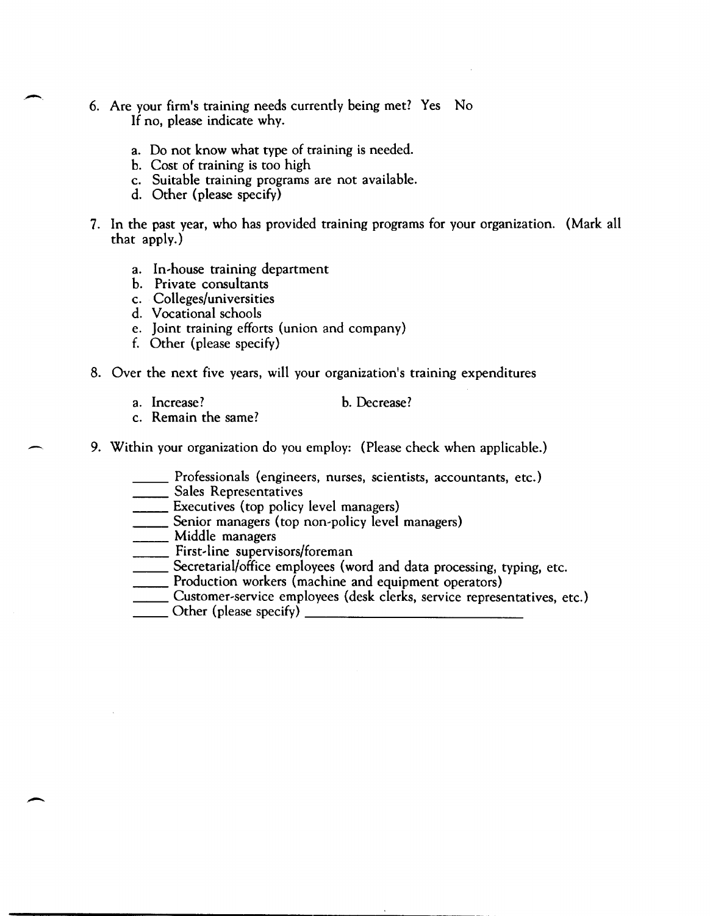6. Are your firm's training needs currently being met? Yes No
   If no, please indicate why.

   a. Do not know what type of training is needed.
   b. Cost of training is too high
   c. Suitable training programs are not available.
   d. Other (please specify)

7. In the past year, who has provided training programs for your organization. (Mark all that apply.)

   a. In-house training department
   b. Private consultants
   c. Colleges/universities
   d. Vocational schools
   e. Joint training efforts (union and company)
   f. Other (please specify)

8. Over the next five years, will your organization's training expenditures

   a. Increase? b. Decrease?
   c. Remain the same?

9. Within your organization do you employ: (Please check when applicable.)

   _____ Professionals (engineers, nurses, scientists, accountants, etc.)
   _____ Sales Representatives
   _____ Executives (top policy level managers)
   _____ Senior managers (top non-policy level managers)
   _____ Middle managers
   _____ First-line supervisors/foreman
   _____ Secretarial/office employees (word and data processing, typing, etc.
   _____ Production workers (machine and equipment operators)
   _____ Customer-service employees (desk clerks, service representatives, etc.)
   _____ Other (please specify) ______________________________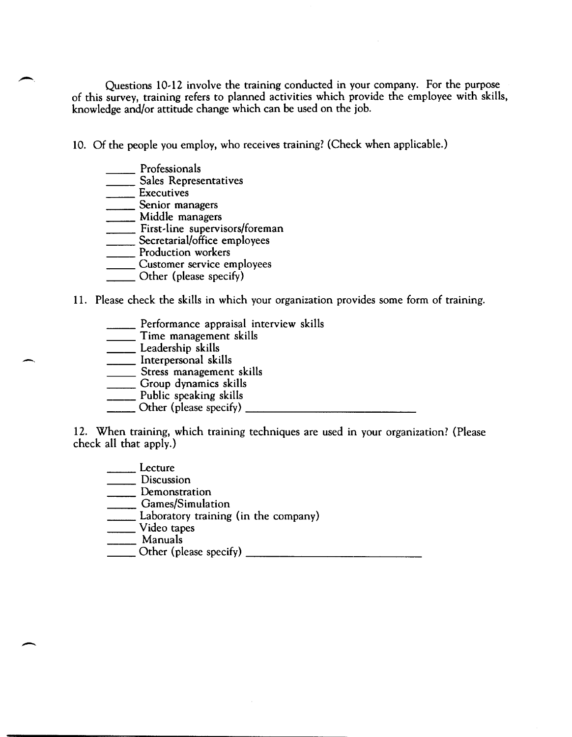Questions 10-12 involve the training conducted in your company. For the purpose of this survey, training refers to planned activities which provide the employee with skills, knowledge and/or attitude change which can be used on the job.

10. Of the people you employ, who receives training? (Check when applicable.)

_____ Professionals
_____ Sales Representatives
_____ Executives
_____ Senior managers
_____ Middle managers
_____ First-line supervisors/foreman
_____ Secretarial/office employees
_____ Production workers
_____ Customer service employees
_____ Other (please specify)

11. Please check the skills in which your organization provides some form of training.

_____ Performance appraisal interview skills
_____ Time management skills
_____ Leadership skills
_____ Interpersonal skills
_____ Stress management skills
_____ Group dynamics skills
_____ Public speaking skills
_____ Other (please specify) ______________________________

12. When training, which training techniques are used in your organization? (Please check all that apply.)

_____ Lecture
_____ Discussion
_____ Demonstration
_____ Games/Simulation
_____ Laboratory training (in the company)
_____ Video tapes
_____ Manuals
_____ Other (please specify) ______________________________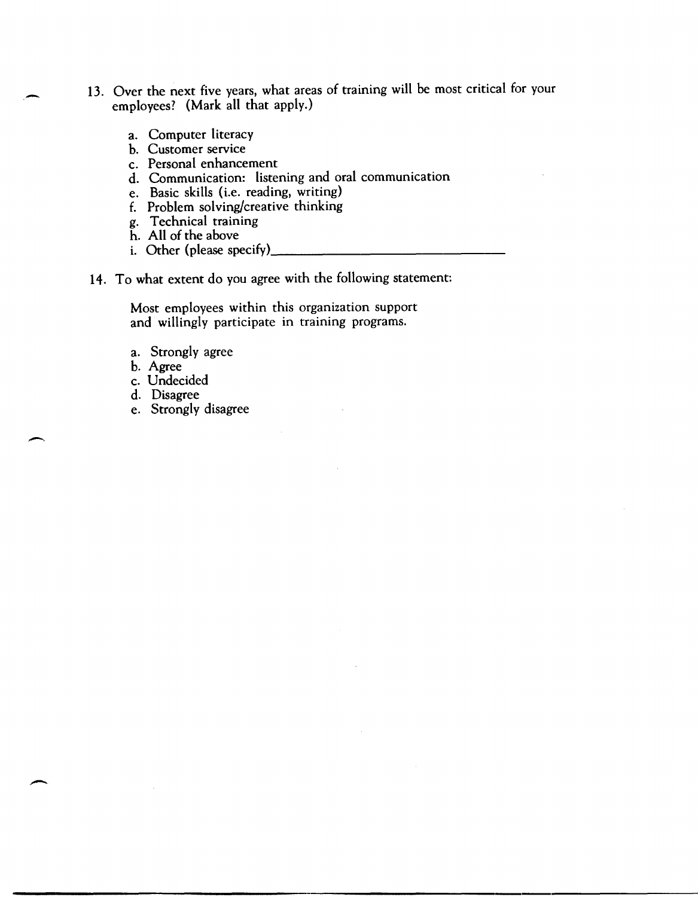13. Over the next five years, what areas of training will be most critical for your employees? (Mark all that apply.)

    a. Computer literacy
    b. Customer service
    c. Personal enhancement
    d. Communication: listening and oral communication
    e. Basic skills (i.e. reading, writing)
    f. Problem solving/creative thinking
    g. Technical training
    h. All of the above
    i. Other (please specify)________________________________

14. To what extent do you agree with the following statement:

    Most employees within this organization support and willingly participate in training programs.

    a. Strongly agree
    b. Agree
    c. Undecided
    d. Disagree
    e. Strongly disagree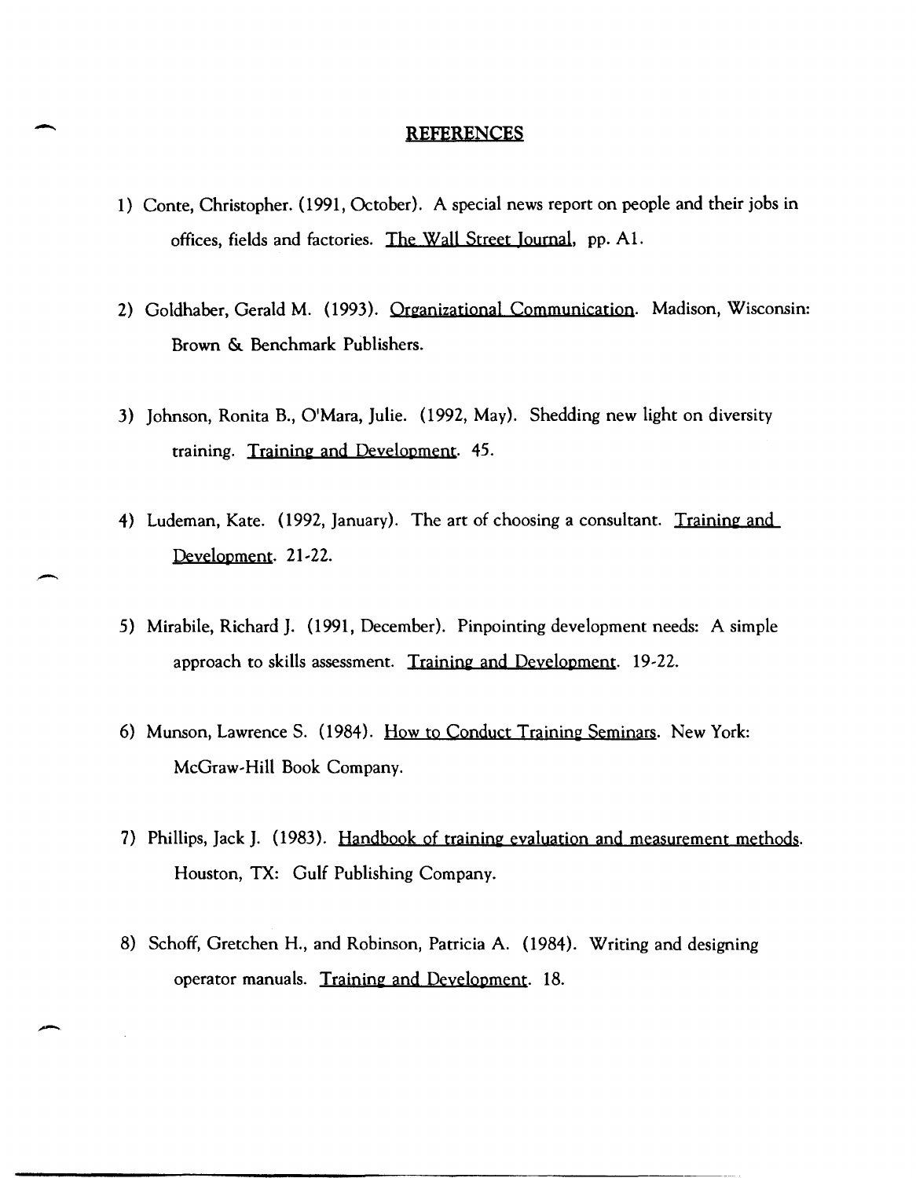# REFERENCES

1) Conte, Christopher. (1991, October). A special news report on people and their jobs in offices, fields and factories. The Wall Street Journal, pp. A1.

2) Goldhaber, Gerald M. (1993). Organizational Communication. Madison, Wisconsin: Brown & Benchmark Publishers.

3) Johnson, Ronita B., O'Mara, Julie. (1992, May). Shedding new light on diversity training. Training and Development. 45.

4) Ludeman, Kate. (1992, January). The art of choosing a consultant. Training and Development. 21-22.

5) Mirabile, Richard J. (1991, December). Pinpointing development needs: A simple approach to skills assessment. Training and Development. 19-22.

6) Munson, Lawrence S. (1984). How to Conduct Training Seminars. New York: McGraw-Hill Book Company.

7) Phillips, Jack J. (1983). Handbook of training evaluation and measurement methods. Houston, TX: Gulf Publishing Company.

8) Schoff, Gretchen H., and Robinson, Patricia A. (1984). Writing and designing operator manuals. Training and Development. 18.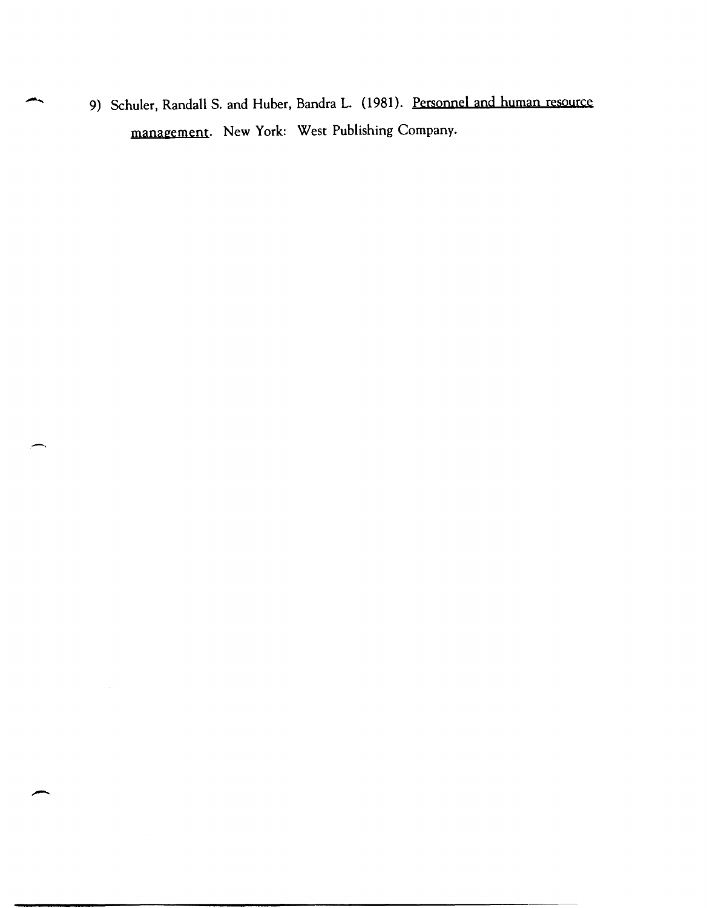9) Schuler, Randall S. and Huber, Bandra L. (1981). Personnel and human resource management. New York: West Publishing Company.